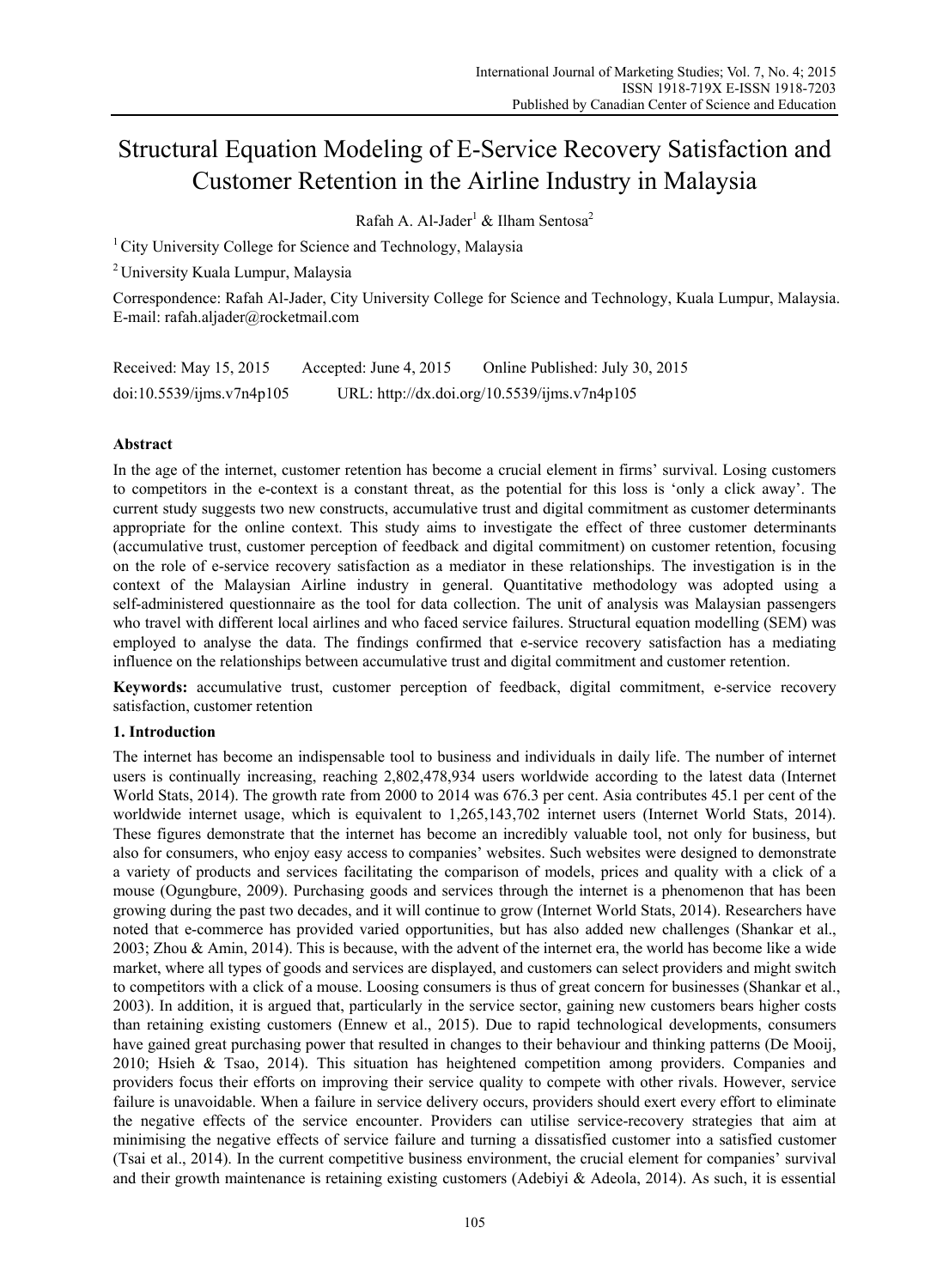# Structural Equation Modeling of E-Service Recovery Satisfaction and Customer Retention in the Airline Industry in Malaysia

Rafah A. Al-Jader[1] & Ilham Sentosa[2]

[1] City University College for Science and Technology, Malaysia

[2] University Kuala Lumpur, Malaysia

Correspondence: Rafah Al-Jader, City University College for Science and Technology, Kuala Lumpur, Malaysia. E-mail: rafah.aljader@rocketmail.com

Received: May 15, 2015 Accepted: June 4, 2015 Online Published: July 30, 2015

doi:10.5539/ijms.v7n4p105 URL: http://dx.doi.org/10.5539/ijms.v7n4p105

## Abstract

In the age of the internet, customer retention has become a crucial element in firms' survival. Losing customers to competitors in the e-context is a constant threat, as the potential for this loss is 'only a click away'. The current study suggests two new constructs, accumulative trust and digital commitment as customer determinants appropriate for the online context. This study aims to investigate the effect of three customer determinants (accumulative trust, customer perception of feedback and digital commitment) on customer retention, focusing on the role of e-service recovery satisfaction as a mediator in these relationships. The investigation is in the context of the Malaysian Airline industry in general. Quantitative methodology was adopted using a self-administered questionnaire as the tool for data collection. The unit of analysis was Malaysian passengers who travel with different local airlines and who faced service failures. Structural equation modelling (SEM) was employed to analyse the data. The findings confirmed that e-service recovery satisfaction has a mediating influence on the relationships between accumulative trust and digital commitment and customer retention.

**Keywords:** accumulative trust, customer perception of feedback, digital commitment, e-service recovery satisfaction, customer retention

## 1. Introduction

The internet has become an indispensable tool to business and individuals in daily life. The number of internet users is continually increasing, reaching 2,802,478,934 users worldwide according to the latest data (Internet World Stats, 2014). The growth rate from 2000 to 2014 was 676.3 per cent. Asia contributes 45.1 per cent of the worldwide internet usage, which is equivalent to 1,265,143,702 internet users (Internet World Stats, 2014). These figures demonstrate that the internet has become an incredibly valuable tool, not only for business, but also for consumers, who enjoy easy access to companies' websites. Such websites were designed to demonstrate a variety of products and services facilitating the comparison of models, prices and quality with a click of a mouse (Ogungbure, 2009). Purchasing goods and services through the internet is a phenomenon that has been growing during the past two decades, and it will continue to grow (Internet World Stats, 2014). Researchers have noted that e-commerce has provided varied opportunities, but has also added new challenges (Shankar et al., 2003; Zhou & Amin, 2014). This is because, with the advent of the internet era, the world has become like a wide market, where all types of goods and services are displayed, and customers can select providers and might switch to competitors with a click of a mouse. Loosing consumers is thus of great concern for businesses (Shankar et al., 2003). In addition, it is argued that, particularly in the service sector, gaining new customers bears higher costs than retaining existing customers (Ennew et al., 2015). Due to rapid technological developments, consumers have gained great purchasing power that resulted in changes to their behaviour and thinking patterns (De Mooij, 2010; Hsieh & Tsao, 2014). This situation has heightened competition among providers. Companies and providers focus their efforts on improving their service quality to compete with other rivals. However, service failure is unavoidable. When a failure in service delivery occurs, providers should exert every effort to eliminate the negative effects of the service encounter. Providers can utilise service-recovery strategies that aim at minimising the negative effects of service failure and turning a dissatisfied customer into a satisfied customer (Tsai et al., 2014). In the current competitive business environment, the crucial element for companies' survival and their growth maintenance is retaining existing customers (Adebiyi & Adeola, 2014). As such, it is essential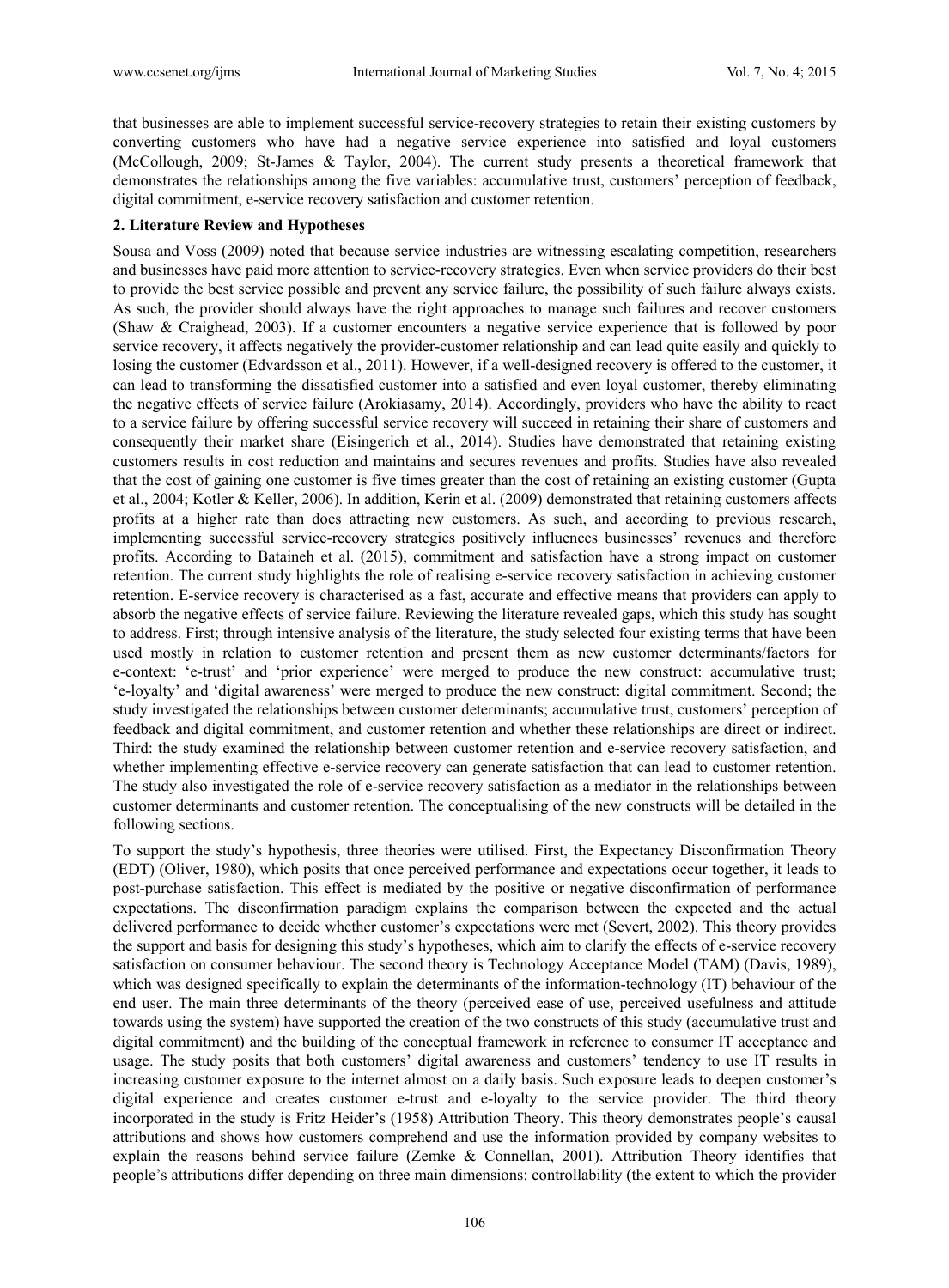that businesses are able to implement successful service-recovery strategies to retain their existing customers by converting customers who have had a negative service experience into satisfied and loyal customers (McCollough, 2009; St-James & Taylor, 2004). The current study presents a theoretical framework that demonstrates the relationships among the five variables: accumulative trust, customers' perception of feedback, digital commitment, e-service recovery satisfaction and customer retention.

## 2. Literature Review and Hypotheses

Sousa and Voss (2009) noted that because service industries are witnessing escalating competition, researchers and businesses have paid more attention to service-recovery strategies. Even when service providers do their best to provide the best service possible and prevent any service failure, the possibility of such failure always exists. As such, the provider should always have the right approaches to manage such failures and recover customers (Shaw & Craighead, 2003). If a customer encounters a negative service experience that is followed by poor service recovery, it affects negatively the provider-customer relationship and can lead quite easily and quickly to losing the customer (Edvardsson et al., 2011). However, if a well-designed recovery is offered to the customer, it can lead to transforming the dissatisfied customer into a satisfied and even loyal customer, thereby eliminating the negative effects of service failure (Arokiasamy, 2014). Accordingly, providers who have the ability to react to a service failure by offering successful service recovery will succeed in retaining their share of customers and consequently their market share (Eisingerich et al., 2014). Studies have demonstrated that retaining existing customers results in cost reduction and maintains and secures revenues and profits. Studies have also revealed that the cost of gaining one customer is five times greater than the cost of retaining an existing customer (Gupta et al., 2004; Kotler & Keller, 2006). In addition, Kerin et al. (2009) demonstrated that retaining customers affects profits at a higher rate than does attracting new customers. As such, and according to previous research, implementing successful service-recovery strategies positively influences businesses' revenues and therefore profits. According to Bataineh et al. (2015), commitment and satisfaction have a strong impact on customer retention. The current study highlights the role of realising e-service recovery satisfaction in achieving customer retention. E-service recovery is characterised as a fast, accurate and effective means that providers can apply to absorb the negative effects of service failure. Reviewing the literature revealed gaps, which this study has sought to address. First; through intensive analysis of the literature, the study selected four existing terms that have been used mostly in relation to customer retention and present them as new customer determinants/factors for e-context: 'e-trust' and 'prior experience' were merged to produce the new construct: accumulative trust; 'e-loyalty' and 'digital awareness' were merged to produce the new construct: digital commitment. Second; the study investigated the relationships between customer determinants; accumulative trust, customers' perception of feedback and digital commitment, and customer retention and whether these relationships are direct or indirect. Third: the study examined the relationship between customer retention and e-service recovery satisfaction, and whether implementing effective e-service recovery can generate satisfaction that can lead to customer retention. The study also investigated the role of e-service recovery satisfaction as a mediator in the relationships between customer determinants and customer retention. The conceptualising of the new constructs will be detailed in the following sections.

To support the study's hypothesis, three theories were utilised. First, the Expectancy Disconfirmation Theory (EDT) (Oliver, 1980), which posits that once perceived performance and expectations occur together, it leads to post-purchase satisfaction. This effect is mediated by the positive or negative disconfirmation of performance expectations. The disconfirmation paradigm explains the comparison between the expected and the actual delivered performance to decide whether customer's expectations were met (Severt, 2002). This theory provides the support and basis for designing this study's hypotheses, which aim to clarify the effects of e-service recovery satisfaction on consumer behaviour. The second theory is Technology Acceptance Model (TAM) (Davis, 1989), which was designed specifically to explain the determinants of the information-technology (IT) behaviour of the end user. The main three determinants of the theory (perceived ease of use, perceived usefulness and attitude towards using the system) have supported the creation of the two constructs of this study (accumulative trust and digital commitment) and the building of the conceptual framework in reference to consumer IT acceptance and usage. The study posits that both customers' digital awareness and customers' tendency to use IT results in increasing customer exposure to the internet almost on a daily basis. Such exposure leads to deepen customer's digital experience and creates customer e-trust and e-loyalty to the service provider. The third theory incorporated in the study is Fritz Heider's (1958) Attribution Theory. This theory demonstrates people's causal attributions and shows how customers comprehend and use the information provided by company websites to explain the reasons behind service failure (Zemke & Connellan, 2001). Attribution Theory identifies that people's attributions differ depending on three main dimensions: controllability (the extent to which the provider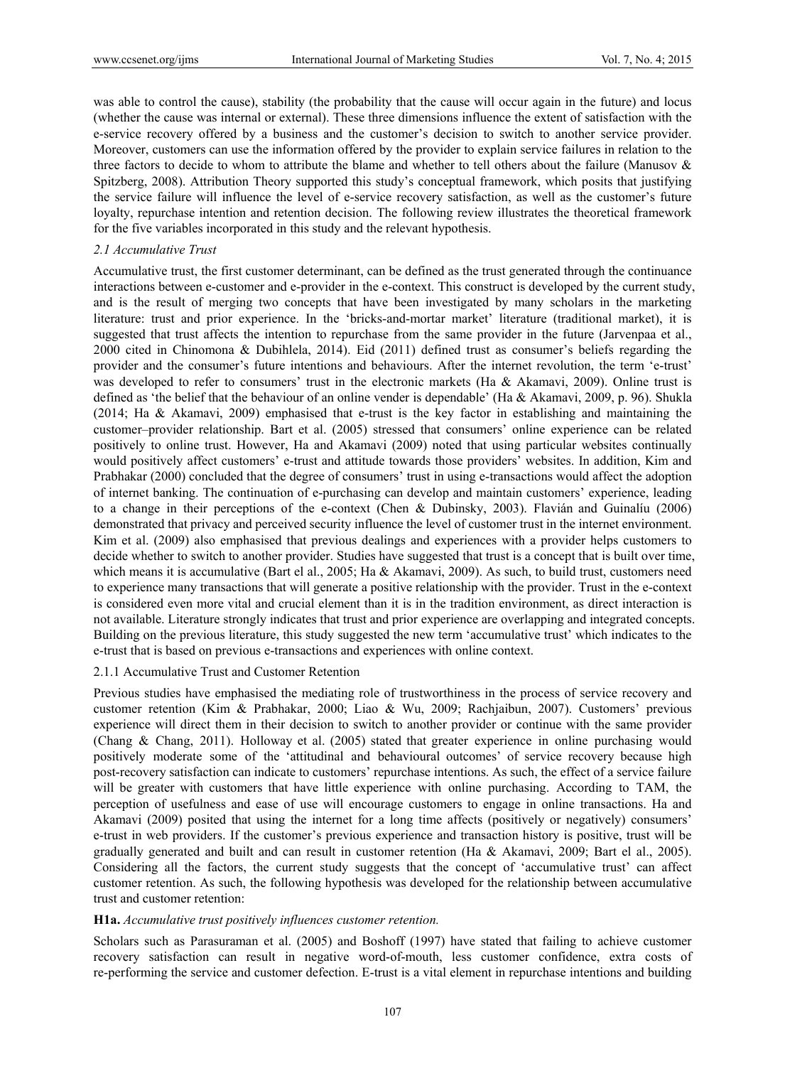was able to control the cause), stability (the probability that the cause will occur again in the future) and locus (whether the cause was internal or external). These three dimensions influence the extent of satisfaction with the e-service recovery offered by a business and the customer's decision to switch to another service provider. Moreover, customers can use the information offered by the provider to explain service failures in relation to the three factors to decide to whom to attribute the blame and whether to tell others about the failure (Manusov & Spitzberg, 2008). Attribution Theory supported this study's conceptual framework, which posits that justifying the service failure will influence the level of e-service recovery satisfaction, as well as the customer's future loyalty, repurchase intention and retention decision. The following review illustrates the theoretical framework for the five variables incorporated in this study and the relevant hypothesis.

### *2.1 Accumulative Trust*

Accumulative trust, the first customer determinant, can be defined as the trust generated through the continuance interactions between e-customer and e-provider in the e-context. This construct is developed by the current study, and is the result of merging two concepts that have been investigated by many scholars in the marketing literature: trust and prior experience. In the 'bricks-and-mortar market' literature (traditional market), it is suggested that trust affects the intention to repurchase from the same provider in the future (Jarvenpaa et al., 2000 cited in Chinomona & Dubihlela, 2014). Eid (2011) defined trust as consumer's beliefs regarding the provider and the consumer's future intentions and behaviours. After the internet revolution, the term 'e-trust' was developed to refer to consumers' trust in the electronic markets (Ha & Akamavi, 2009). Online trust is defined as 'the belief that the behaviour of an online vender is dependable' (Ha & Akamavi, 2009, p. 96). Shukla (2014; Ha & Akamavi, 2009) emphasised that e-trust is the key factor in establishing and maintaining the customer–provider relationship. Bart et al. (2005) stressed that consumers' online experience can be related positively to online trust. However, Ha and Akamavi (2009) noted that using particular websites continually would positively affect customers' e-trust and attitude towards those providers' websites. In addition, Kim and Prabhakar (2000) concluded that the degree of consumers' trust in using e-transactions would affect the adoption of internet banking. The continuation of e-purchasing can develop and maintain customers' experience, leading to a change in their perceptions of the e-context (Chen & Dubinsky, 2003). Flavián and Guinalíu (2006) demonstrated that privacy and perceived security influence the level of customer trust in the internet environment. Kim et al. (2009) also emphasised that previous dealings and experiences with a provider helps customers to decide whether to switch to another provider. Studies have suggested that trust is a concept that is built over time, which means it is accumulative (Bart el al., 2005; Ha & Akamavi, 2009). As such, to build trust, customers need to experience many transactions that will generate a positive relationship with the provider. Trust in the e-context is considered even more vital and crucial element than it is in the tradition environment, as direct interaction is not available. Literature strongly indicates that trust and prior experience are overlapping and integrated concepts. Building on the previous literature, this study suggested the new term 'accumulative trust' which indicates to the e-trust that is based on previous e-transactions and experiences with online context.

#### 2.1.1 Accumulative Trust and Customer Retention

Previous studies have emphasised the mediating role of trustworthiness in the process of service recovery and customer retention (Kim & Prabhakar, 2000; Liao & Wu, 2009; Rachjaibun, 2007). Customers' previous experience will direct them in their decision to switch to another provider or continue with the same provider (Chang & Chang, 2011). Holloway et al. (2005) stated that greater experience in online purchasing would positively moderate some of the 'attitudinal and behavioural outcomes' of service recovery because high post-recovery satisfaction can indicate to customers' repurchase intentions. As such, the effect of a service failure will be greater with customers that have little experience with online purchasing. According to TAM, the perception of usefulness and ease of use will encourage customers to engage in online transactions. Ha and Akamavi (2009) posited that using the internet for a long time affects (positively or negatively) consumers' e-trust in web providers. If the customer's previous experience and transaction history is positive, trust will be gradually generated and built and can result in customer retention (Ha & Akamavi, 2009; Bart el al., 2005). Considering all the factors, the current study suggests that the concept of 'accumulative trust' can affect customer retention. As such, the following hypothesis was developed for the relationship between accumulative trust and customer retention:

**H1a.** *Accumulative trust positively influences customer retention.*

Scholars such as Parasuraman et al. (2005) and Boshoff (1997) have stated that failing to achieve customer recovery satisfaction can result in negative word-of-mouth, less customer confidence, extra costs of re-performing the service and customer defection. E-trust is a vital element in repurchase intentions and building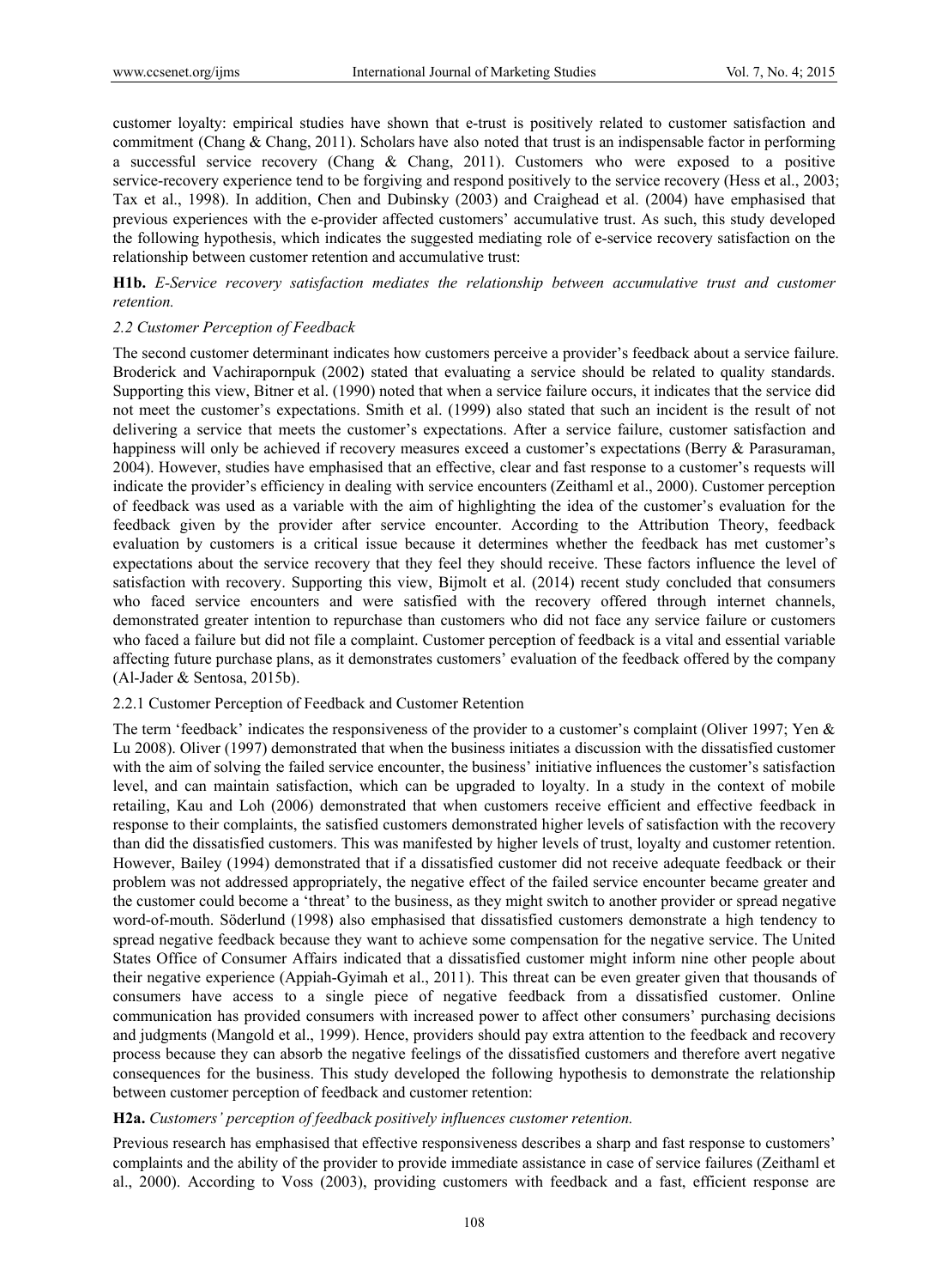customer loyalty: empirical studies have shown that e-trust is positively related to customer satisfaction and commitment (Chang & Chang, 2011). Scholars have also noted that trust is an indispensable factor in performing a successful service recovery (Chang & Chang, 2011). Customers who were exposed to a positive service-recovery experience tend to be forgiving and respond positively to the service recovery (Hess et al., 2003; Tax et al., 1998). In addition, Chen and Dubinsky (2003) and Craighead et al. (2004) have emphasised that previous experiences with the e-provider affected customers' accumulative trust. As such, this study developed the following hypothesis, which indicates the suggested mediating role of e-service recovery satisfaction on the relationship between customer retention and accumulative trust:

**H1b.** *E-Service recovery satisfaction mediates the relationship between accumulative trust and customer retention.*

### *2.2 Customer Perception of Feedback*

The second customer determinant indicates how customers perceive a provider's feedback about a service failure. Broderick and Vachirapornpuk (2002) stated that evaluating a service should be related to quality standards. Supporting this view, Bitner et al. (1990) noted that when a service failure occurs, it indicates that the service did not meet the customer's expectations. Smith et al. (1999) also stated that such an incident is the result of not delivering a service that meets the customer's expectations. After a service failure, customer satisfaction and happiness will only be achieved if recovery measures exceed a customer's expectations (Berry & Parasuraman, 2004). However, studies have emphasised that an effective, clear and fast response to a customer's requests will indicate the provider's efficiency in dealing with service encounters (Zeithaml et al., 2000). Customer perception of feedback was used as a variable with the aim of highlighting the idea of the customer's evaluation for the feedback given by the provider after service encounter. According to the Attribution Theory, feedback evaluation by customers is a critical issue because it determines whether the feedback has met customer's expectations about the service recovery that they feel they should receive. These factors influence the level of satisfaction with recovery. Supporting this view, Bijmolt et al. (2014) recent study concluded that consumers who faced service encounters and were satisfied with the recovery offered through internet channels, demonstrated greater intention to repurchase than customers who did not face any service failure or customers who faced a failure but did not file a complaint. Customer perception of feedback is a vital and essential variable affecting future purchase plans, as it demonstrates customers' evaluation of the feedback offered by the company (Al-Jader & Sentosa, 2015b).

#### 2.2.1 Customer Perception of Feedback and Customer Retention

The term 'feedback' indicates the responsiveness of the provider to a customer's complaint (Oliver 1997; Yen & Lu 2008). Oliver (1997) demonstrated that when the business initiates a discussion with the dissatisfied customer with the aim of solving the failed service encounter, the business' initiative influences the customer's satisfaction level, and can maintain satisfaction, which can be upgraded to loyalty. In a study in the context of mobile retailing, Kau and Loh (2006) demonstrated that when customers receive efficient and effective feedback in response to their complaints, the satisfied customers demonstrated higher levels of satisfaction with the recovery than did the dissatisfied customers. This was manifested by higher levels of trust, loyalty and customer retention. However, Bailey (1994) demonstrated that if a dissatisfied customer did not receive adequate feedback or their problem was not addressed appropriately, the negative effect of the failed service encounter became greater and the customer could become a 'threat' to the business, as they might switch to another provider or spread negative word-of-mouth. Söderlund (1998) also emphasised that dissatisfied customers demonstrate a high tendency to spread negative feedback because they want to achieve some compensation for the negative service. The United States Office of Consumer Affairs indicated that a dissatisfied customer might inform nine other people about their negative experience (Appiah-Gyimah et al., 2011). This threat can be even greater given that thousands of consumers have access to a single piece of negative feedback from a dissatisfied customer. Online communication has provided consumers with increased power to affect other consumers' purchasing decisions and judgments (Mangold et al., 1999). Hence, providers should pay extra attention to the feedback and recovery process because they can absorb the negative feelings of the dissatisfied customers and therefore avert negative consequences for the business. This study developed the following hypothesis to demonstrate the relationship between customer perception of feedback and customer retention:

**H2a.** *Customers' perception of feedback positively influences customer retention.*

Previous research has emphasised that effective responsiveness describes a sharp and fast response to customers' complaints and the ability of the provider to provide immediate assistance in case of service failures (Zeithaml et al., 2000). According to Voss (2003), providing customers with feedback and a fast, efficient response are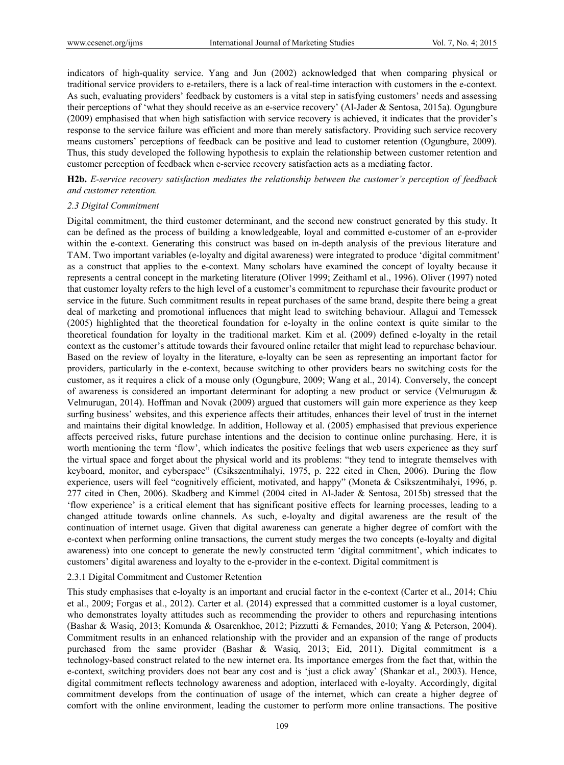indicators of high-quality service. Yang and Jun (2002) acknowledged that when comparing physical or traditional service providers to e-retailers, there is a lack of real-time interaction with customers in the e-context. As such, evaluating providers' feedback by customers is a vital step in satisfying customers' needs and assessing their perceptions of 'what they should receive as an e-service recovery' (Al-Jader & Sentosa, 2015a). Ogungbure (2009) emphasised that when high satisfaction with service recovery is achieved, it indicates that the provider's response to the service failure was efficient and more than merely satisfactory. Providing such service recovery means customers' perceptions of feedback can be positive and lead to customer retention (Ogungbure, 2009). Thus, this study developed the following hypothesis to explain the relationship between customer retention and customer perception of feedback when e-service recovery satisfaction acts as a mediating factor.

**H2b.** *E-service recovery satisfaction mediates the relationship between the customer's perception of feedback and customer retention.*

### *2.3 Digital Commitment*

Digital commitment, the third customer determinant, and the second new construct generated by this study. It can be defined as the process of building a knowledgeable, loyal and committed e-customer of an e-provider within the e-context. Generating this construct was based on in-depth analysis of the previous literature and TAM. Two important variables (e-loyalty and digital awareness) were integrated to produce 'digital commitment' as a construct that applies to the e-context. Many scholars have examined the concept of loyalty because it represents a central concept in the marketing literature (Oliver 1999; Zeithaml et al., 1996). Oliver (1997) noted that customer loyalty refers to the high level of a customer's commitment to repurchase their favourite product or service in the future. Such commitment results in repeat purchases of the same brand, despite there being a great deal of marketing and promotional influences that might lead to switching behaviour. Allagui and Temessek (2005) highlighted that the theoretical foundation for e-loyalty in the online context is quite similar to the theoretical foundation for loyalty in the traditional market. Kim et al. (2009) defined e-loyalty in the retail context as the customer's attitude towards their favoured online retailer that might lead to repurchase behaviour. Based on the review of loyalty in the literature, e-loyalty can be seen as representing an important factor for providers, particularly in the e-context, because switching to other providers bears no switching costs for the customer, as it requires a click of a mouse only (Ogungbure, 2009; Wang et al., 2014). Conversely, the concept of awareness is considered an important determinant for adopting a new product or service (Velmurugan & Velmurugan, 2014). Hoffman and Novak (2009) argued that customers will gain more experience as they keep surfing business' websites, and this experience affects their attitudes, enhances their level of trust in the internet and maintains their digital knowledge. In addition, Holloway et al. (2005) emphasised that previous experience affects perceived risks, future purchase intentions and the decision to continue online purchasing. Here, it is worth mentioning the term 'flow', which indicates the positive feelings that web users experience as they surf the virtual space and forget about the physical world and its problems: "they tend to integrate themselves with keyboard, monitor, and cyberspace" (Csikszentmihalyi, 1975, p. 222 cited in Chen, 2006). During the flow experience, users will feel "cognitively efficient, motivated, and happy" (Moneta & Csikszentmihalyi, 1996, p. 277 cited in Chen, 2006). Skadberg and Kimmel (2004 cited in Al-Jader & Sentosa, 2015b) stressed that the 'flow experience' is a critical element that has significant positive effects for learning processes, leading to a changed attitude towards online channels. As such, e-loyalty and digital awareness are the result of the continuation of internet usage. Given that digital awareness can generate a higher degree of comfort with the e-context when performing online transactions, the current study merges the two concepts (e-loyalty and digital awareness) into one concept to generate the newly constructed term 'digital commitment', which indicates to customers' digital awareness and loyalty to the e-provider in the e-context. Digital commitment is

#### 2.3.1 Digital Commitment and Customer Retention

This study emphasises that e-loyalty is an important and crucial factor in the e-context (Carter et al., 2014; Chiu et al., 2009; Forgas et al., 2012). Carter et al. (2014) expressed that a committed customer is a loyal customer, who demonstrates loyalty attitudes such as recommending the provider to others and repurchasing intentions (Bashar & Wasiq, 2013; Komunda & Osarenkhoe, 2012; Pizzutti & Fernandes, 2010; Yang & Peterson, 2004). Commitment results in an enhanced relationship with the provider and an expansion of the range of products purchased from the same provider (Bashar & Wasiq, 2013; Eid, 2011). Digital commitment is a technology-based construct related to the new internet era. Its importance emerges from the fact that, within the e-context, switching providers does not bear any cost and is 'just a click away' (Shankar et al., 2003). Hence, digital commitment reflects technology awareness and adoption, interlaced with e-loyalty. Accordingly, digital commitment develops from the continuation of usage of the internet, which can create a higher degree of comfort with the online environment, leading the customer to perform more online transactions. The positive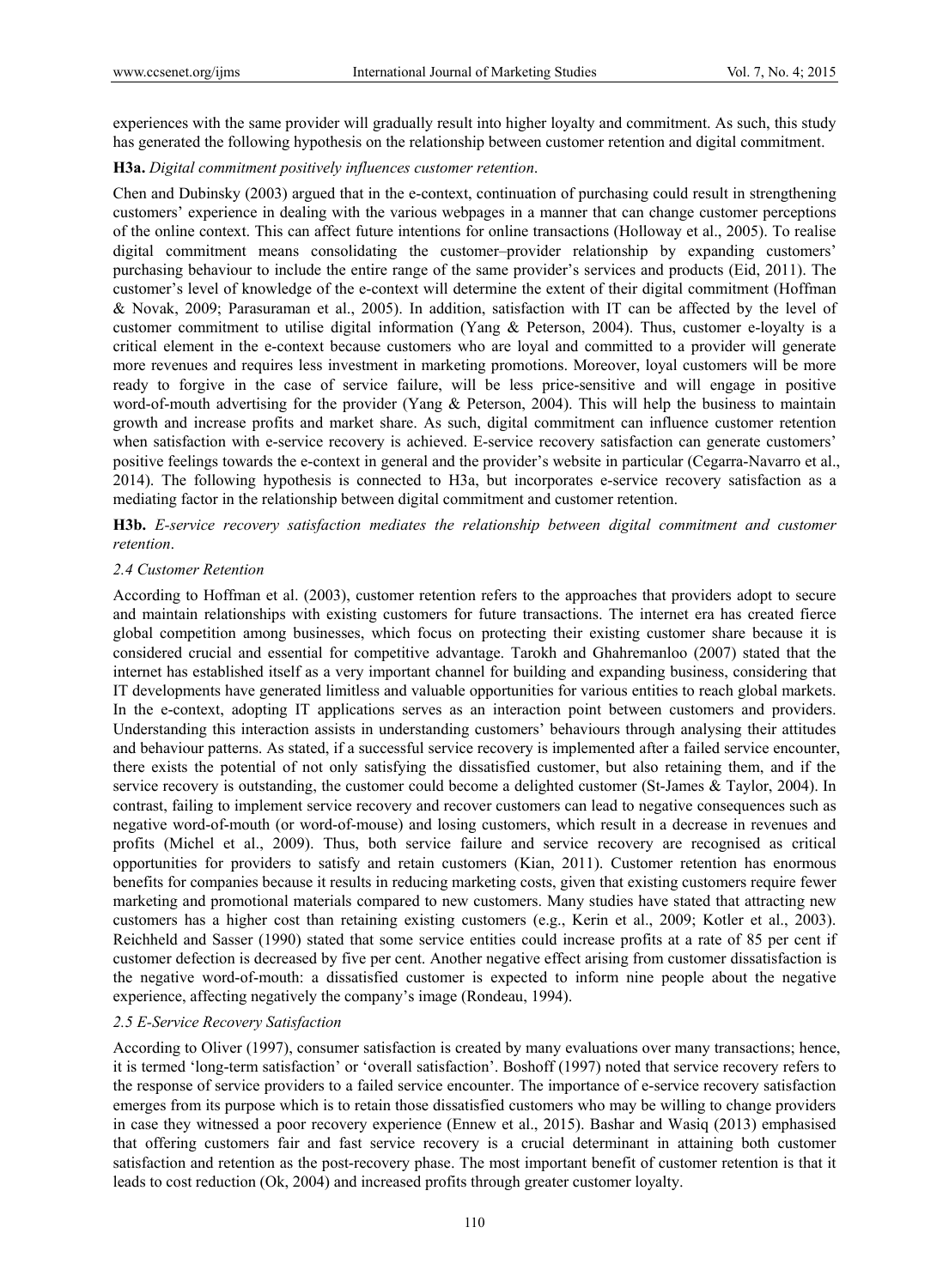experiences with the same provider will gradually result into higher loyalty and commitment. As such, this study has generated the following hypothesis on the relationship between customer retention and digital commitment.

**H3a.** *Digital commitment positively influences customer retention*.

Chen and Dubinsky (2003) argued that in the e-context, continuation of purchasing could result in strengthening customers' experience in dealing with the various webpages in a manner that can change customer perceptions of the online context. This can affect future intentions for online transactions (Holloway et al., 2005). To realise digital commitment means consolidating the customer–provider relationship by expanding customers' purchasing behaviour to include the entire range of the same provider's services and products (Eid, 2011). The customer's level of knowledge of the e-context will determine the extent of their digital commitment (Hoffman & Novak, 2009; Parasuraman et al., 2005). In addition, satisfaction with IT can be affected by the level of customer commitment to utilise digital information (Yang & Peterson, 2004). Thus, customer e-loyalty is a critical element in the e-context because customers who are loyal and committed to a provider will generate more revenues and requires less investment in marketing promotions. Moreover, loyal customers will be more ready to forgive in the case of service failure, will be less price-sensitive and will engage in positive word-of-mouth advertising for the provider (Yang & Peterson, 2004). This will help the business to maintain growth and increase profits and market share. As such, digital commitment can influence customer retention when satisfaction with e-service recovery is achieved. E-service recovery satisfaction can generate customers' positive feelings towards the e-context in general and the provider's website in particular (Cegarra-Navarro et al., 2014). The following hypothesis is connected to H3a, but incorporates e-service recovery satisfaction as a mediating factor in the relationship between digital commitment and customer retention.

**H3b.** *E-service recovery satisfaction mediates the relationship between digital commitment and customer retention*.

### *2.4 Customer Retention*

According to Hoffman et al. (2003), customer retention refers to the approaches that providers adopt to secure and maintain relationships with existing customers for future transactions. The internet era has created fierce global competition among businesses, which focus on protecting their existing customer share because it is considered crucial and essential for competitive advantage. Tarokh and Ghahremanloo (2007) stated that the internet has established itself as a very important channel for building and expanding business, considering that IT developments have generated limitless and valuable opportunities for various entities to reach global markets. In the e-context, adopting IT applications serves as an interaction point between customers and providers. Understanding this interaction assists in understanding customers' behaviours through analysing their attitudes and behaviour patterns. As stated, if a successful service recovery is implemented after a failed service encounter, there exists the potential of not only satisfying the dissatisfied customer, but also retaining them, and if the service recovery is outstanding, the customer could become a delighted customer (St-James & Taylor, 2004). In contrast, failing to implement service recovery and recover customers can lead to negative consequences such as negative word-of-mouth (or word-of-mouse) and losing customers, which result in a decrease in revenues and profits (Michel et al., 2009). Thus, both service failure and service recovery are recognised as critical opportunities for providers to satisfy and retain customers (Kian, 2011). Customer retention has enormous benefits for companies because it results in reducing marketing costs, given that existing customers require fewer marketing and promotional materials compared to new customers. Many studies have stated that attracting new customers has a higher cost than retaining existing customers (e.g., Kerin et al., 2009; Kotler et al., 2003). Reichheld and Sasser (1990) stated that some service entities could increase profits at a rate of 85 per cent if customer defection is decreased by five per cent. Another negative effect arising from customer dissatisfaction is the negative word-of-mouth: a dissatisfied customer is expected to inform nine people about the negative experience, affecting negatively the company's image (Rondeau, 1994).

### *2.5 E-Service Recovery Satisfaction*

According to Oliver (1997), consumer satisfaction is created by many evaluations over many transactions; hence, it is termed 'long-term satisfaction' or 'overall satisfaction'. Boshoff (1997) noted that service recovery refers to the response of service providers to a failed service encounter. The importance of e-service recovery satisfaction emerges from its purpose which is to retain those dissatisfied customers who may be willing to change providers in case they witnessed a poor recovery experience (Ennew et al., 2015). Bashar and Wasiq (2013) emphasised that offering customers fair and fast service recovery is a crucial determinant in attaining both customer satisfaction and retention as the post-recovery phase. The most important benefit of customer retention is that it leads to cost reduction (Ok, 2004) and increased profits through greater customer loyalty.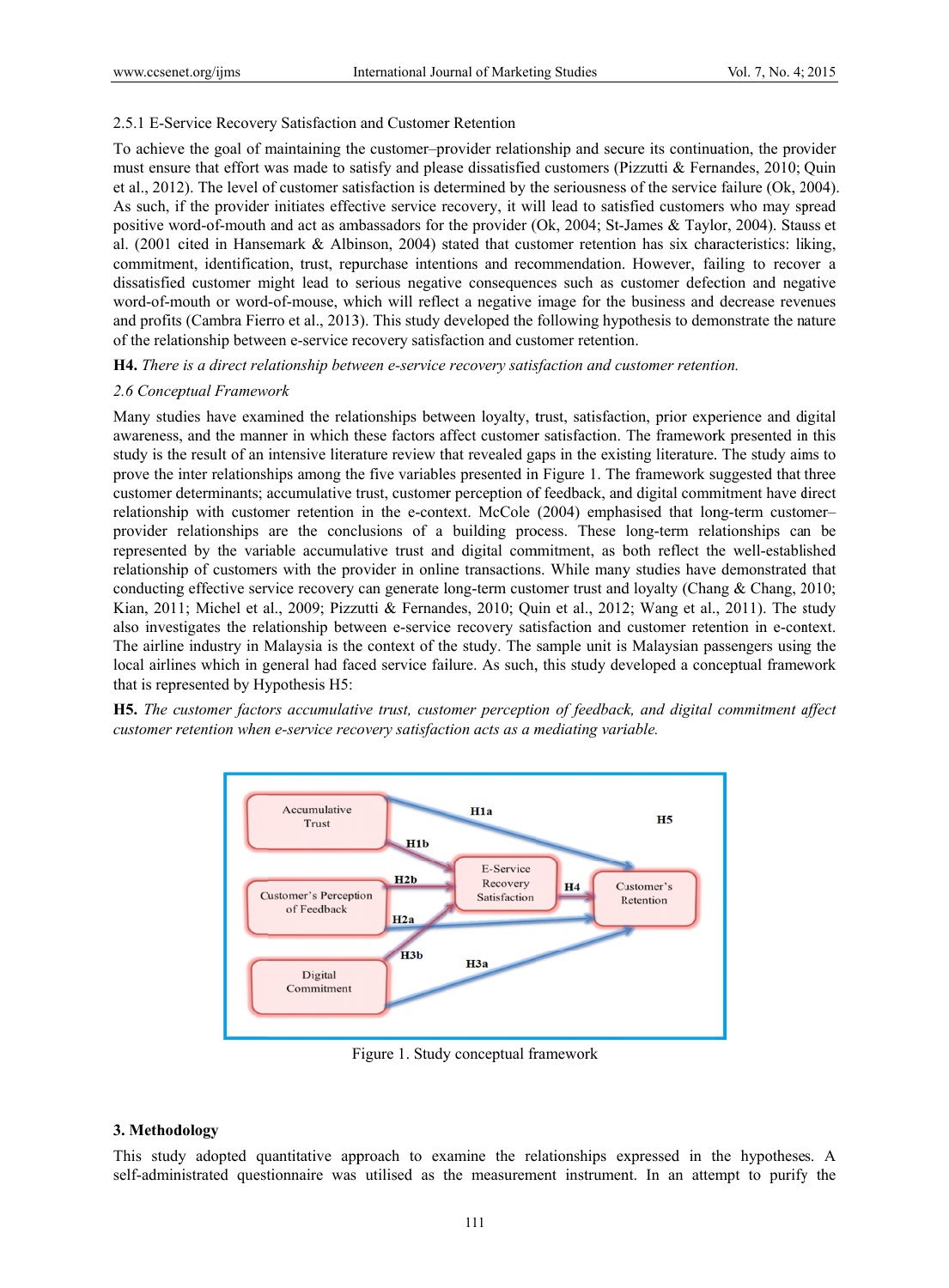### 2.5.1 E-Service Recovery Satisfaction and Customer Retention

To achieve the goal of maintaining the customer–provider relationship and secure its continuation, the provider must ensure that effort was made to satisfy and please dissatisfied customers (Pizzutti & Fernandes, 2010; Quin et al., 2012). The level of customer satisfaction is determined by the seriousness of the service failure (Ok, 2004). As such, if the provider initiates effective service recovery, it will lead to satisfied customers who may spread positive word-of-mouth and act as ambassadors for the provider (Ok, 2004; St-James & Taylor, 2004). Stauss et al. (2001 cited in Hansemark & Albinson, 2004) stated that customer retention has six characteristics: liking, commitment, identification, trust, repurchase intentions and recommendation. However, failing to recover a dissatisfied customer might lead to serious negative consequences such as customer defection and negative word-of-mouth or word-of-mouse, which will reflect a negative image for the business and decrease revenues and profits (Cambra Fierro et al., 2013). This study developed the following hypothesis to demonstrate the nature of the relationship between e-service recovery satisfaction and customer retention.

**H4.** *There is a direct relationship between e-service recovery satisfaction and customer retention.*

### *2.6 Conceptual Framework*

Many studies have examined the relationships between loyalty, trust, satisfaction, prior experience and digital awareness, and the manner in which these factors affect customer satisfaction. The framework presented in this study is the result of an intensive literature review that revealed gaps in the existing literature. The study aims to prove the inter relationships among the five variables presented in Figure 1. The framework suggested that three customer determinants; accumulative trust, customer perception of feedback, and digital commitment have direct relationship with customer retention in the e-context. McCole (2004) emphasised that long-term customer–provider relationships are the conclusions of a building process. These long-term relationships can be represented by the variable accumulative trust and digital commitment, as both reflect the well-established relationship of customers with the provider in online transactions. While many studies have demonstrated that conducting effective service recovery can generate long-term customer trust and loyalty (Chang & Chang, 2010; Kian, 2011; Michel et al., 2009; Pizzutti & Fernandes, 2010; Quin et al., 2012; Wang et al., 2011). The study also investigates the relationship between e-service recovery satisfaction and customer retention in e-context. The airline industry in Malaysia is the context of the study. The sample unit is Malaysian passengers using the local airlines which in general had faced service failure. As such, this study developed a conceptual framework that is represented by Hypothesis H5:

**H5.** *The customer factors accumulative trust, customer perception of feedback, and digital commitment affect customer retention when e-service recovery satisfaction acts as a mediating variable.*

Figure 1. Study conceptual framework

## 3. Methodology

This study adopted quantitative approach to examine the relationships expressed in the hypotheses. A self-administrated questionnaire was utilised as the measurement instrument. In an attempt to purify the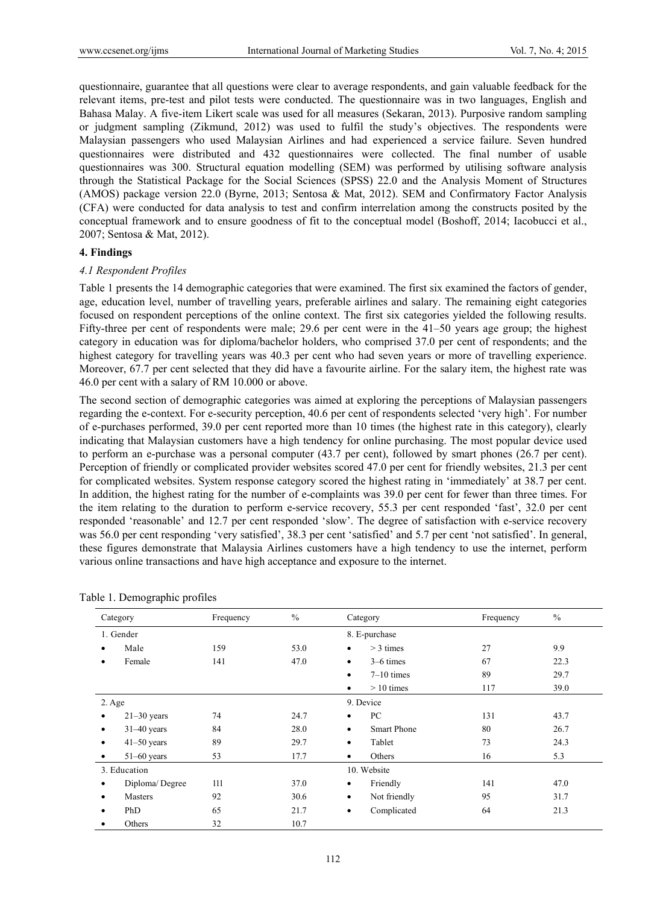questionnaire, guarantee that all questions were clear to average respondents, and gain valuable feedback for the relevant items, pre-test and pilot tests were conducted. The questionnaire was in two languages, English and Bahasa Malay. A five-item Likert scale was used for all measures (Sekaran, 2013). Purposive random sampling or judgment sampling (Zikmund, 2012) was used to fulfil the study's objectives. The respondents were Malaysian passengers who used Malaysian Airlines and had experienced a service failure. Seven hundred questionnaires were distributed and 432 questionnaires were collected. The final number of usable questionnaires was 300. Structural equation modelling (SEM) was performed by utilising software analysis through the Statistical Package for the Social Sciences (SPSS) 22.0 and the Analysis Moment of Structures (AMOS) package version 22.0 (Byrne, 2013; Sentosa & Mat, 2012). SEM and Confirmatory Factor Analysis (CFA) were conducted for data analysis to test and confirm interrelation among the constructs posited by the conceptual framework and to ensure goodness of fit to the conceptual model (Boshoff, 2014; Iacobucci et al., 2007; Sentosa & Mat, 2012).

## 4. Findings

### *4.1 Respondent Profiles*

Table 1 presents the 14 demographic categories that were examined. The first six examined the factors of gender, age, education level, number of travelling years, preferable airlines and salary. The remaining eight categories focused on respondent perceptions of the online context. The first six categories yielded the following results. Fifty-three per cent of respondents were male; 29.6 per cent were in the 41–50 years age group; the highest category in education was for diploma/bachelor holders, who comprised 37.0 per cent of respondents; and the highest category for travelling years was 40.3 per cent who had seven years or more of travelling experience. Moreover, 67.7 per cent selected that they did have a favourite airline. For the salary item, the highest rate was 46.0 per cent with a salary of RM 10.000 or above.

The second section of demographic categories was aimed at exploring the perceptions of Malaysian passengers regarding the e-context. For e-security perception, 40.6 per cent of respondents selected 'very high'. For number of e-purchases performed, 39.0 per cent reported more than 10 times (the highest rate in this category), clearly indicating that Malaysian customers have a high tendency for online purchasing. The most popular device used to perform an e-purchase was a personal computer (43.7 per cent), followed by smart phones (26.7 per cent). Perception of friendly or complicated provider websites scored 47.0 per cent for friendly websites, 21.3 per cent for complicated websites. System response category scored the highest rating in 'immediately' at 38.7 per cent. In addition, the highest rating for the number of e-complaints was 39.0 per cent for fewer than three times. For the item relating to the duration to perform e-service recovery, 55.3 per cent responded 'fast', 32.0 per cent responded 'reasonable' and 12.7 per cent responded 'slow'. The degree of satisfaction with e-service recovery was 56.0 per cent responding 'very satisfied', 38.3 per cent 'satisfied' and 5.7 per cent 'not satisfied'. In general, these figures demonstrate that Malaysia Airlines customers have a high tendency to use the internet, perform various online transactions and have high acceptance and exposure to the internet.

Table 1. Demographic profiles

| Category | Frequency | % | Category | Frequency | % |
|---|---|---|---|---|---|
| 1. Gender | | | 8. E-purchase | | |
| • Male | 159 | 53.0 | • > 3 times | 27 | 9.9 |
| • Female | 141 | 47.0 | • 3–6 times | 67 | 22.3 |
| | | | • 7–10 times | 89 | 29.7 |
| | | | • > 10 times | 117 | 39.0 |
| 2. Age | | | 9. Device | | |
| • 21–30 years | 74 | 24.7 | • PC | 131 | 43.7 |
| • 31–40 years | 84 | 28.0 | • Smart Phone | 80 | 26.7 |
| • 41–50 years | 89 | 29.7 | • Tablet | 73 | 24.3 |
| • 51–60 years | 53 | 17.7 | • Others | 16 | 5.3 |
| 3. Education | | | 10. Website | | |
| • Diploma/ Degree | 111 | 37.0 | • Friendly | 141 | 47.0 |
| • Masters | 92 | 30.6 | • Not friendly | 95 | 31.7 |
| • PhD | 65 | 21.7 | • Complicated | 64 | 21.3 |
| • Others | 32 | 10.7 | | | |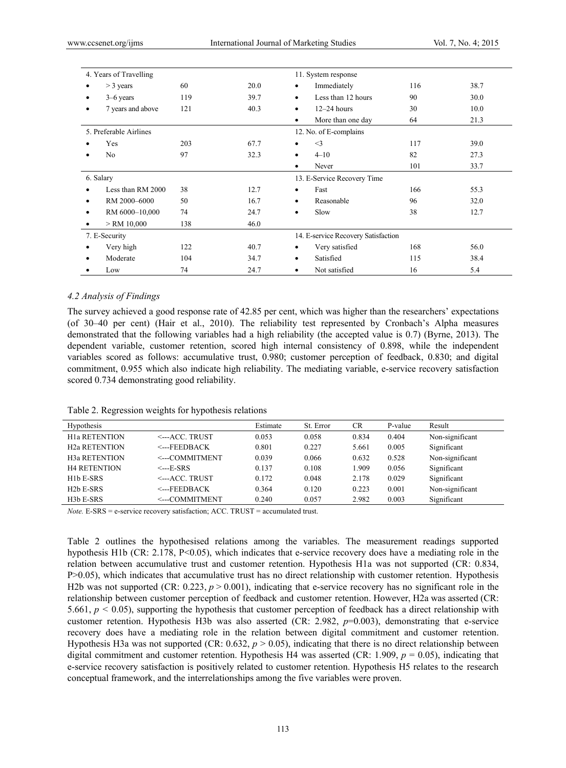| 4. Years of Travelling | | | 11. System response | | |
|---|---|---|---|---|---|
| • > 3 years | 60 | 20.0 | • Immediately | 116 | 38.7 |
| • 3–6 years | 119 | 39.7 | • Less than 12 hours | 90 | 30.0 |
| • 7 years and above | 121 | 40.3 | • 12–24 hours | 30 | 10.0 |
| | | | • More than one day | 64 | 21.3 |
| 5. Preferable Airlines | | | 12. No. of E-complains | | |
| • Yes | 203 | 67.7 | • <3 | 117 | 39.0 |
| • No | 97 | 32.3 | • 4–10 | 82 | 27.3 |
| | | | • Never | 101 | 33.7 |
| 6. Salary | | | 13. E-Service Recovery Time | | |
| • Less than RM 2000 | 38 | 12.7 | • Fast | 166 | 55.3 |
| • RM 2000–6000 | 50 | 16.7 | • Reasonable | 96 | 32.0 |
| • RM 6000–10,000 | 74 | 24.7 | • Slow | 38 | 12.7 |
| • > RM 10,000 | 138 | 46.0 | | | |
| 7. E-Security | | | 14. E-service Recovery Satisfaction | | |
| • Very high | 122 | 40.7 | • Very satisfied | 168 | 56.0 |
| • Moderate | 104 | 34.7 | • Satisfied | 115 | 38.4 |
| • Low | 74 | 24.7 | • Not satisfied | 16 | 5.4 |

### *4.2 Analysis of Findings*

The survey achieved a good response rate of 42.85 per cent, which was higher than the researchers' expectations (of 30–40 per cent) (Hair et al., 2010). The reliability test represented by Cronbach's Alpha measures demonstrated that the following variables had a high reliability (the accepted value is 0.7) (Byrne, 2013). The dependent variable, customer retention, scored high internal consistency of 0.898, while the independent variables scored as follows: accumulative trust, 0.980; customer perception of feedback, 0.830; and digital commitment, 0.955 which also indicate high reliability. The mediating variable, e-service recovery satisfaction scored 0.734 demonstrating good reliability.

Table 2. Regression weights for hypothesis relations

| Hypothesis | | Estimate | St. Error | CR | P-value | Result |
|---|---|---|---|---|---|---|
| H1a RETENTION | <---ACC. TRUST | 0.053 | 0.058 | 0.834 | 0.404 | Non-significant |
| H2a RETENTION | <---FEEDBACK | 0.801 | 0.227 | 5.661 | 0.005 | Significant |
| H3a RETENTION | <---COMMITMENT | 0.039 | 0.066 | 0.632 | 0.528 | Non-significant |
| H4 RETENTION | <---E-SRS | 0.137 | 0.108 | 1.909 | 0.056 | Significant |
| H1b E-SRS | <---ACC. TRUST | 0.172 | 0.048 | 2.178 | 0.029 | Significant |
| H2b E-SRS | <---FEEDBACK | 0.364 | 0.120 | 0.223 | 0.001 | Non-significant |
| H3b E-SRS | <---COMMITMENT | 0.240 | 0.057 | 2.982 | 0.003 | Significant |

*Note.* E-SRS = e-service recovery satisfaction; ACC. TRUST = accumulated trust.

Table 2 outlines the hypothesised relations among the variables. The measurement readings supported hypothesis H1b (CR: 2.178, P<0.05), which indicates that e-service recovery does have a mediating role in the relation between accumulative trust and customer retention. Hypothesis H1a was not supported (CR: 0.834, P>0.05), which indicates that accumulative trust has no direct relationship with customer retention. Hypothesis H2b was not supported (CR: 0.223, $p > 0.001$), indicating that e-service recovery has no significant role in the relationship between customer perception of feedback and customer retention. However, H2a was asserted (CR: 5.661, $p < 0.05$), supporting the hypothesis that customer perception of feedback has a direct relationship with customer retention. Hypothesis H3b was also asserted (CR: 2.982, $p$=0.003), demonstrating that e-service recovery does have a mediating role in the relation between digital commitment and customer retention. Hypothesis H3a was not supported (CR: 0.632, $p > 0.05$), indicating that there is no direct relationship between digital commitment and customer retention. Hypothesis H4 was asserted (CR: 1.909, $p = 0.05$), indicating that e-service recovery satisfaction is positively related to customer retention. Hypothesis H5 relates to the research conceptual framework, and the interrelationships among the five variables were proven.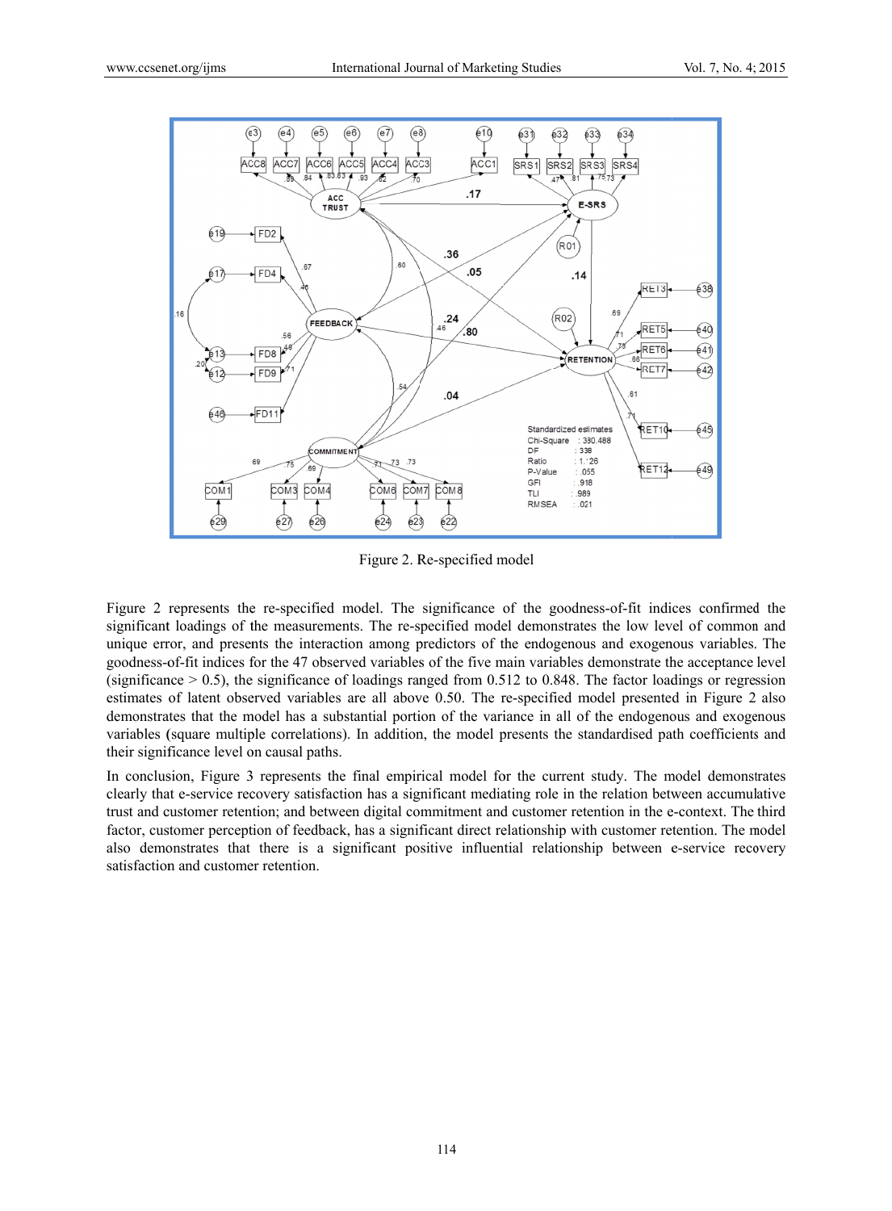Figure 2. Re-specified model

Figure 2 represents the re-specified model. The significance of the goodness-of-fit indices confirmed the significant loadings of the measurements. The re-specified model demonstrates the low level of common and unique error, and presents the interaction among predictors of the endogenous and exogenous variables. The goodness-of-fit indices for the 47 observed variables of the five main variables demonstrate the acceptance level (significance > 0.5), the significance of loadings ranged from 0.512 to 0.848. The factor loadings or regression estimates of latent observed variables are all above 0.50. The re-specified model presented in Figure 2 also demonstrates that the model has a substantial portion of the variance in all of the endogenous and exogenous variables (square multiple correlations). In addition, the model presents the standardised path coefficients and their significance level on causal paths.

In conclusion, Figure 3 represents the final empirical model for the current study. The model demonstrates clearly that e-service recovery satisfaction has a significant mediating role in the relation between accumulative trust and customer retention; and between digital commitment and customer retention in the e-context. The third factor, customer perception of feedback, has a significant direct relationship with customer retention. The model also demonstrates that there is a significant positive influential relationship between e-service recovery satisfaction and customer retention.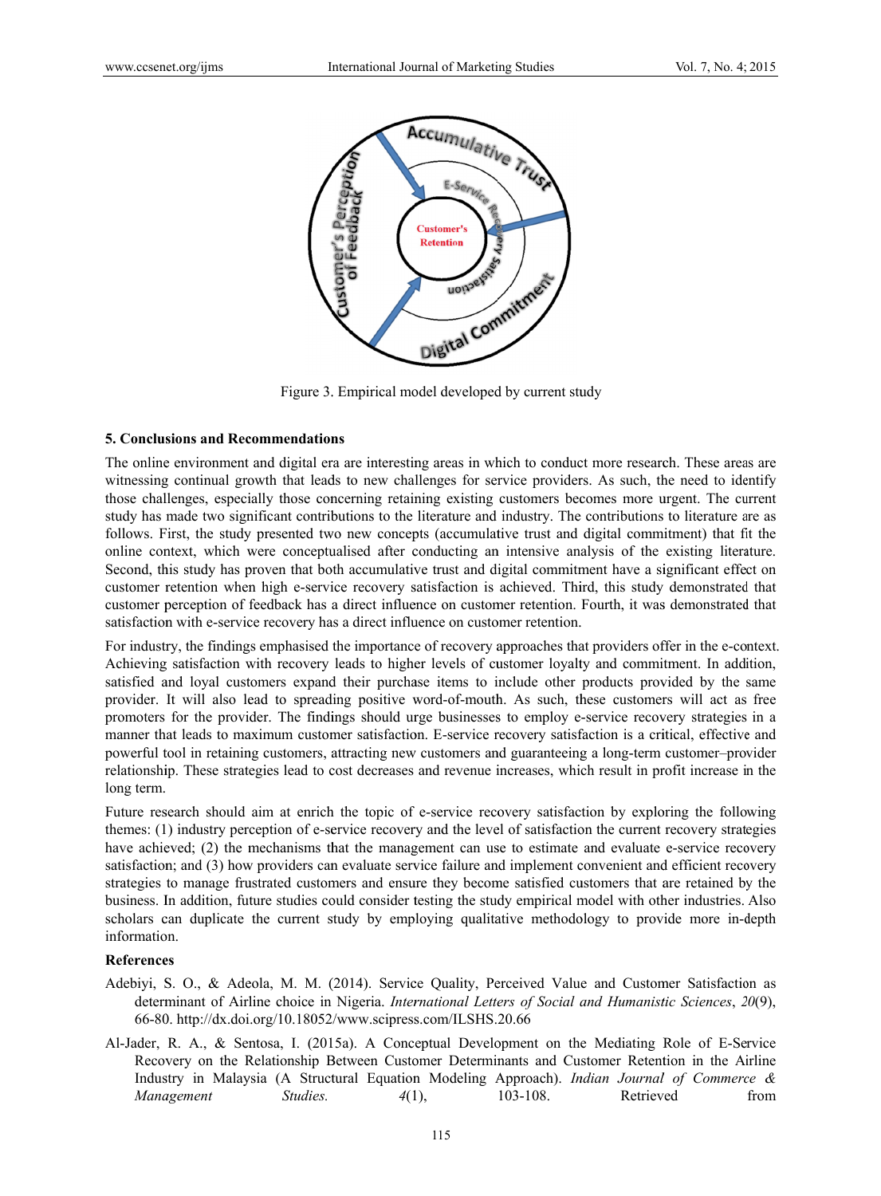Figure 3. Empirical model developed by current study

## 5. Conclusions and Recommendations

The online environment and digital era are interesting areas in which to conduct more research. These areas are witnessing continual growth that leads to new challenges for service providers. As such, the need to identify those challenges, especially those concerning retaining existing customers becomes more urgent. The current study has made two significant contributions to the literature and industry. The contributions to literature are as follows. First, the study presented two new concepts (accumulative trust and digital commitment) that fit the online context, which were conceptualised after conducting an intensive analysis of the existing literature. Second, this study has proven that both accumulative trust and digital commitment have a significant effect on customer retention when high e-service recovery satisfaction is achieved. Third, this study demonstrated that customer perception of feedback has a direct influence on customer retention. Fourth, it was demonstrated that satisfaction with e-service recovery has a direct influence on customer retention.

For industry, the findings emphasised the importance of recovery approaches that providers offer in the e-context. Achieving satisfaction with recovery leads to higher levels of customer loyalty and commitment. In addition, satisfied and loyal customers expand their purchase items to include other products provided by the same provider. It will also lead to spreading positive word-of-mouth. As such, these customers will act as free promoters for the provider. The findings should urge businesses to employ e-service recovery strategies in a manner that leads to maximum customer satisfaction. E-service recovery satisfaction is a critical, effective and powerful tool in retaining customers, attracting new customers and guaranteeing a long-term customer–provider relationship. These strategies lead to cost decreases and revenue increases, which result in profit increase in the long term.

Future research should aim at enrich the topic of e-service recovery satisfaction by exploring the following themes: (1) industry perception of e-service recovery and the level of satisfaction the current recovery strategies have achieved; (2) the mechanisms that the management can use to estimate and evaluate e-service recovery satisfaction; and (3) how providers can evaluate service failure and implement convenient and efficient recovery strategies to manage frustrated customers and ensure they become satisfied customers that are retained by the business. In addition, future studies could consider testing the study empirical model with other industries. Also scholars can duplicate the current study by employing qualitative methodology to provide more in-depth information.

## References

Adebiyi, S. O., & Adeola, M. M. (2014). Service Quality, Perceived Value and Customer Satisfaction as determinant of Airline choice in Nigeria. *International Letters of Social and Humanistic Sciences*, *20*(9), 66-80. http://dx.doi.org/10.18052/www.scipress.com/ILSHS.20.66

Al-Jader, R. A., & Sentosa, I. (2015a). A Conceptual Development on the Mediating Role of E-Service Recovery on the Relationship Between Customer Determinants and Customer Retention in the Airline Industry in Malaysia (A Structural Equation Modeling Approach). *Indian Journal of Commerce & Management Studies.* *4*(1), 103-108. Retrieved from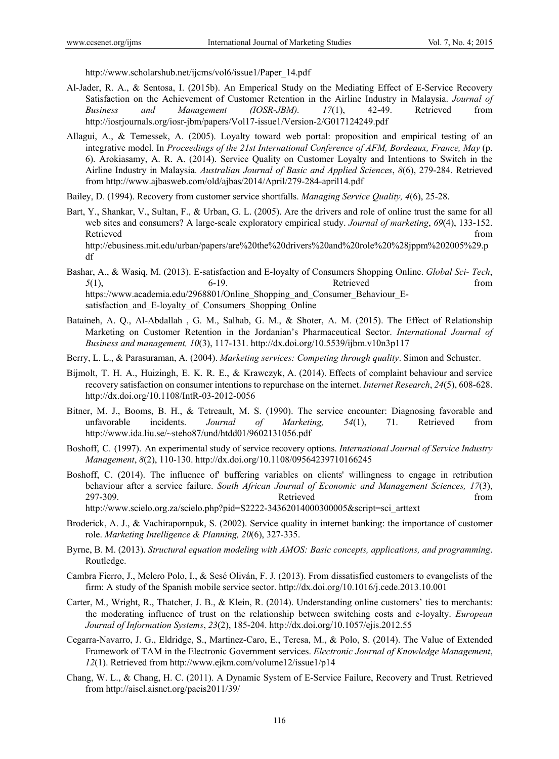http://www.scholarshub.net/ijcms/vol6/issue1/Paper_14.pdf

Al-Jader, R. A., & Sentosa, I. (2015b). An Emperical Study on the Mediating Effect of E-Service Recovery Satisfaction on the Achievement of Customer Retention in the Airline Industry in Malaysia. *Journal of Business and Management (IOSR-JBM). 17*(1), 42-49. Retrieved from http://iosrjournals.org/iosr-jbm/papers/Vol17-issue1/Version-2/G017124249.pdf

Allagui, A., & Temessek, A. (2005). Loyalty toward web portal: proposition and empirical testing of an integrative model. In *Proceedings of the 21st International Conference of AFM, Bordeaux, France, May* (p. 6). Arokiasamy, A. R. A. (2014). Service Quality on Customer Loyalty and Intentions to Switch in the Airline Industry in Malaysia. *Australian Journal of Basic and Applied Sciences*, *8*(6), 279-284. Retrieved from http://www.ajbasweb.com/old/ajbas/2014/April/279-284-april14.pdf

Bailey, D. (1994). Recovery from customer service shortfalls. *Managing Service Quality, 4*(6), 25-28.

Bart, Y., Shankar, V., Sultan, F., & Urban, G. L. (2005). Are the drivers and role of online trust the same for all web sites and consumers? A large-scale exploratory empirical study. *Journal of marketing*, *69*(4), 133-152. Retrieved from http://ebusiness.mit.edu/urban/papers/are%20the%20drivers%20and%20role%20%28jppm%202005%29.pdf

Bashar, A., & Wasiq, M. (2013). E-satisfaction and E-loyalty of Consumers Shopping Online. *Global Sci- Tech*, *5*(1), 6-19. Retrieved from https://www.academia.edu/2968801/Online_Shopping_and_Consumer_Behaviour_E-satisfaction_and_E-loyalty_of_Consumers_Shopping_Online

Bataineh, A. Q., Al-Abdallah , G. M., Salhab, G. M., & Shoter, A. M. (2015). The Effect of Relationship Marketing on Customer Retention in the Jordanian's Pharmaceutical Sector. *International Journal of Business and management, 10*(3), 117-131. http://dx.doi.org/10.5539/ijbm.v10n3p117

Berry, L. L., & Parasuraman, A. (2004). *Marketing services: Competing through quality*. Simon and Schuster.

Bijmolt, T. H. A., Huizingh, E. K. R. E., & Krawczyk, A. (2014). Effects of complaint behaviour and service recovery satisfaction on consumer intentions to repurchase on the internet. *Internet Research*, *24*(5), 608-628. http://dx.doi.org/10.1108/IntR-03-2012-0056

Bitner, M. J., Booms, B. H., & Tetreault, M. S. (1990). The service encounter: Diagnosing favorable and unfavorable incidents. *Journal of Marketing, 54*(1), 71. Retrieved from http://www.ida.liu.se/~steho87/und/htdd01/9602131056.pdf

Boshoff, C. (1997). An experimental study of service recovery options. *International Journal of Service Industry Management*, *8*(2), 110-130. http://dx.doi.org/10.1108/09564239710166245

Boshoff, C. (2014). The influence of' buffering variables on clients' willingness to engage in retribution behaviour after a service failure. *South African Journal of Economic and Management Sciences, 17*(3), 297-309. Retrieved from http://www.scielo.org.za/scielo.php?pid=S2222-34362014000300005&script=sci_arttext

Broderick, A. J., & Vachirapornpuk, S. (2002). Service quality in internet banking: the importance of customer role. *Marketing Intelligence & Planning, 20*(6), 327-335.

Byrne, B. M. (2013). *Structural equation modeling with AMOS: Basic concepts, applications, and programming*. Routledge.

Cambra Fierro, J., Melero Polo, I., & Sesé Oliván, F. J. (2013). From dissatisfied customers to evangelists of the firm: A study of the Spanish mobile service sector. http://dx.doi.org/10.1016/j.cede.2013.10.001

Carter, M., Wright, R., Thatcher, J. B., & Klein, R. (2014). Understanding online customers' ties to merchants: the moderating influence of trust on the relationship between switching costs and e-loyalty. *European Journal of Information Systems*, *23*(2), 185-204. http://dx.doi.org/10.1057/ejis.2012.55

Cegarra-Navarro, J. G., Eldridge, S., Martinez-Caro, E., Teresa, M., & Polo, S. (2014). The Value of Extended Framework of TAM in the Electronic Government services. *Electronic Journal of Knowledge Management*, *12*(1). Retrieved from http://www.ejkm.com/volume12/issue1/p14

Chang, W. L., & Chang, H. C. (2011). A Dynamic System of E-Service Failure, Recovery and Trust. Retrieved from http://aisel.aisnet.org/pacis2011/39/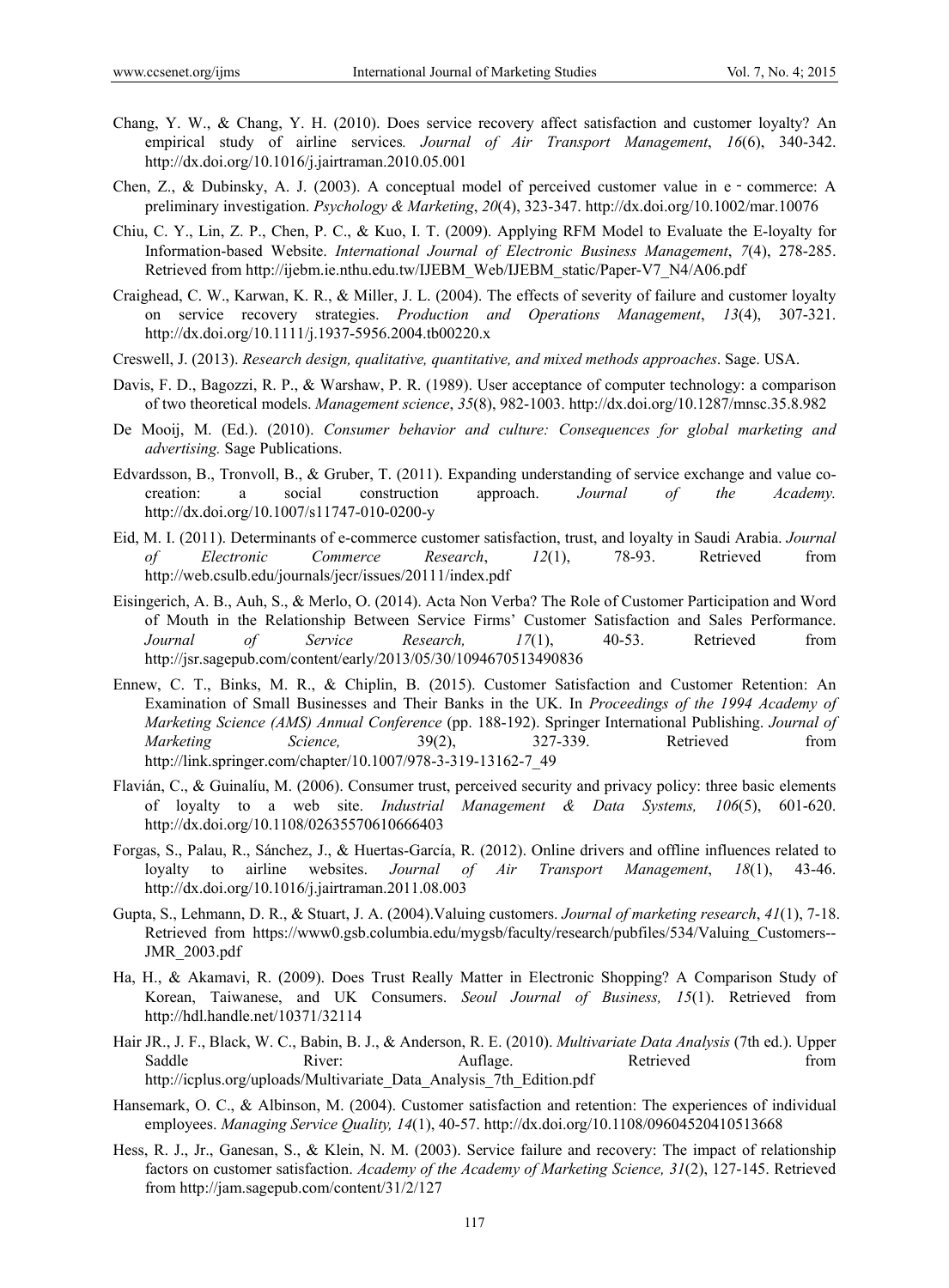Chang, Y. W., & Chang, Y. H. (2010). Does service recovery affect satisfaction and customer loyalty? An empirical study of airline services*. Journal of Air Transport Management*, *16*(6), 340-342. http://dx.doi.org/10.1016/j.jairtraman.2010.05.001

Chen, Z., & Dubinsky, A. J. (2003). A conceptual model of perceived customer value in e‐commerce: A preliminary investigation. *Psychology & Marketing*, *20*(4), 323-347. http://dx.doi.org/10.1002/mar.10076

Chiu, C. Y., Lin, Z. P., Chen, P. C., & Kuo, I. T. (2009). Applying RFM Model to Evaluate the E-loyalty for Information-based Website. *International Journal of Electronic Business Management*, *7*(4), 278-285. Retrieved from http://ijebm.ie.nthu.edu.tw/IJEBM_Web/IJEBM_static/Paper-V7_N4/A06.pdf

Craighead, C. W., Karwan, K. R., & Miller, J. L. (2004). The effects of severity of failure and customer loyalty on service recovery strategies. *Production and Operations Management*, *13*(4), 307-321. http://dx.doi.org/10.1111/j.1937-5956.2004.tb00220.x

Creswell, J. (2013). *Research design, qualitative, quantitative, and mixed methods approaches*. Sage. USA.

Davis, F. D., Bagozzi, R. P., & Warshaw, P. R. (1989). User acceptance of computer technology: a comparison of two theoretical models. *Management science*, *35*(8), 982-1003. http://dx.doi.org/10.1287/mnsc.35.8.982

De Mooij, M. (Ed.). (2010). *Consumer behavior and culture: Consequences for global marketing and advertising.* Sage Publications.

Edvardsson, B., Tronvoll, B., & Gruber, T. (2011). Expanding understanding of service exchange and value co-creation: a social construction approach. *Journal of the Academy.* http://dx.doi.org/10.1007/s11747-010-0200-y

Eid, M. I. (2011). Determinants of e-commerce customer satisfaction, trust, and loyalty in Saudi Arabia. *Journal of Electronic Commerce Research*, *12*(1), 78-93. Retrieved from http://web.csulb.edu/journals/jecr/issues/20111/index.pdf

Eisingerich, A. B., Auh, S., & Merlo, O. (2014). Acta Non Verba? The Role of Customer Participation and Word of Mouth in the Relationship Between Service Firms' Customer Satisfaction and Sales Performance. *Journal of Service Research, 17*(1), 40-53. Retrieved from http://jsr.sagepub.com/content/early/2013/05/30/1094670513490836

Ennew, C. T., Binks, M. R., & Chiplin, B. (2015). Customer Satisfaction and Customer Retention: An Examination of Small Businesses and Their Banks in the UK. In *Proceedings of the 1994 Academy of Marketing Science (AMS) Annual Conference* (pp. 188-192). Springer International Publishing. *Journal of Marketing Science,* 39(2), 327-339. Retrieved from http://link.springer.com/chapter/10.1007/978-3-319-13162-7_49

Flavián, C., & Guinalíu, M. (2006). Consumer trust, perceived security and privacy policy: three basic elements of loyalty to a web site. *Industrial Management & Data Systems, 106*(5), 601-620. http://dx.doi.org/10.1108/02635570610666403

Forgas, S., Palau, R., Sánchez, J., & Huertas-García, R. (2012). Online drivers and offline influences related to loyalty to airline websites. *Journal of Air Transport Management*, *18*(1), 43-46. http://dx.doi.org/10.1016/j.jairtraman.2011.08.003

Gupta, S., Lehmann, D. R., & Stuart, J. A. (2004).Valuing customers. *Journal of marketing research*, *41*(1), 7-18. Retrieved from https://www0.gsb.columbia.edu/mygsb/faculty/research/pubfiles/534/Valuing_Customers--JMR_2003.pdf

Ha, H., & Akamavi, R. (2009). Does Trust Really Matter in Electronic Shopping? A Comparison Study of Korean, Taiwanese, and UK Consumers. *Seoul Journal of Business, 15*(1). Retrieved from http://hdl.handle.net/10371/32114

Hair JR., J. F., Black, W. C., Babin, B. J., & Anderson, R. E. (2010). *Multivariate Data Analysis* (7th ed.). Upper Saddle River: Auflage. Retrieved from http://icplus.org/uploads/Multivariate_Data_Analysis_7th_Edition.pdf

Hansemark, O. C., & Albinson, M. (2004). Customer satisfaction and retention: The experiences of individual employees. *Managing Service Quality, 14*(1), 40-57. http://dx.doi.org/10.1108/09604520410513668

Hess, R. J., Jr., Ganesan, S., & Klein, N. M. (2003). Service failure and recovery: The impact of relationship factors on customer satisfaction. *Academy of the Academy of Marketing Science, 31*(2), 127-145. Retrieved from http://jam.sagepub.com/content/31/2/127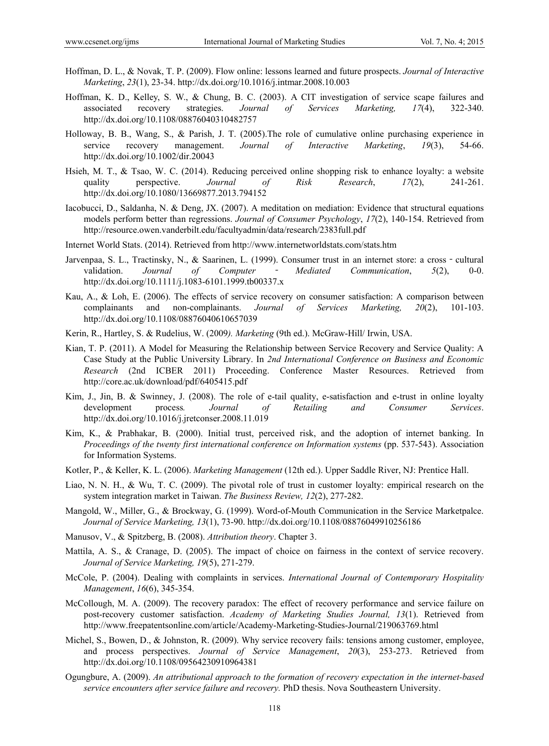Hoffman, D. L., & Novak, T. P. (2009). Flow online: lessons learned and future prospects. *Journal of Interactive Marketing*, *23*(1), 23-34. http://dx.doi.org/10.1016/j.intmar.2008.10.003

Hoffman, K. D., Kelley, S. W., & Chung, B. C. (2003). A CIT investigation of service scape failures and associated recovery strategies. *Journal of Services Marketing, 17*(4), 322-340. http://dx.doi.org/10.1108/08876040310482757

Holloway, B. B., Wang, S., & Parish, J. T. (2005).The role of cumulative online purchasing experience in service recovery management. *Journal of Interactive Marketing*, *19*(3), 54-66. http://dx.doi.org/10.1002/dir.20043

Hsieh, M. T., & Tsao, W. C. (2014). Reducing perceived online shopping risk to enhance loyalty: a website quality perspective. *Journal of Risk Research*, *17*(2), 241-261. http://dx.doi.org/10.1080/13669877.2013.794152

Iacobucci, D., Saldanha, N. & Deng, JX. (2007). A meditation on mediation: Evidence that structural equations models perform better than regressions. *Journal of Consumer Psychology*, *17*(2), 140-154. Retrieved from http://resource.owen.vanderbilt.edu/facultyadmin/data/research/2383full.pdf

Internet World Stats. (2014). Retrieved from http://www.internetworldstats.com/stats.htm

Jarvenpaa, S. L., Tractinsky, N., & Saarinen, L. (1999). Consumer trust in an internet store: a cross - cultural validation. *Journal of Computer - Mediated Communication*, *5*(2), 0-0. http://dx.doi.org/10.1111/j.1083-6101.1999.tb00337.x

Kau, A., & Loh, E. (2006). The effects of service recovery on consumer satisfaction: A comparison between complainants and non-complainants. *Journal of Services Marketing, 20*(2), 101-103. http://dx.doi.org/10.1108/08876040610657039

Kerin, R., Hartley, S. & Rudelius, W. (2009*). Marketing* (9th ed.). McGraw-Hill/ Irwin, USA.

Kian, T. P. (2011). A Model for Measuring the Relationship between Service Recovery and Service Quality: A Case Study at the Public University Library. In *2nd International Conference on Business and Economic Research* (2nd ICBER 2011) Proceeding. Conference Master Resources. Retrieved from http://core.ac.uk/download/pdf/6405415.pdf

Kim, J., Jin, B. & Swinney, J. (2008). The role of e-tail quality, e-satisfaction and e-trust in online loyalty development process*. Journal of Retailing and Consumer Services*. http://dx.doi.org/10.1016/j.jretconser.2008.11.019

Kim, K., & Prabhakar, B. (2000). Initial trust, perceived risk, and the adoption of internet banking. In *Proceedings of the twenty first international conference on Information systems* (pp. 537-543). Association for Information Systems.

Kotler, P., & Keller, K. L. (2006). *Marketing Management* (12th ed.). Upper Saddle River, NJ: Prentice Hall.

Liao, N. N. H., & Wu, T. C. (2009). The pivotal role of trust in customer loyalty: empirical research on the system integration market in Taiwan. *The Business Review, 12*(2), 277-282.

Mangold, W., Miller, G., & Brockway, G. (1999). Word-of-Mouth Communication in the Service Marketpalce. *Journal of Service Marketing, 13*(1), 73-90. http://dx.doi.org/10.1108/08876049910256186

Manusov, V., & Spitzberg, B. (2008). *Attribution theory*. Chapter 3.

Mattila, A. S., & Cranage, D. (2005). The impact of choice on fairness in the context of service recovery. *Journal of Service Marketing, 19*(5), 271-279.

McCole, P. (2004). Dealing with complaints in services. *International Journal of Contemporary Hospitality Management*, *16*(6), 345-354.

McCollough, M. A. (2009). The recovery paradox: The effect of recovery performance and service failure on post-recovery customer satisfaction. *Academy of Marketing Studies Journal, 13*(1). Retrieved from http://www.freepatentsonline.com/article/Academy-Marketing-Studies-Journal/219063769.html

Michel, S., Bowen, D., & Johnston, R. (2009). Why service recovery fails: tensions among customer, employee, and process perspectives. *Journal of Service Management*, *20*(3), 253-273. Retrieved from http://dx.doi.org/10.1108/09564230910964381

Ogungbure, A. (2009). *An attributional approach to the formation of recovery expectation in the internet-based service encounters after service failure and recovery.* PhD thesis. Nova Southeastern University.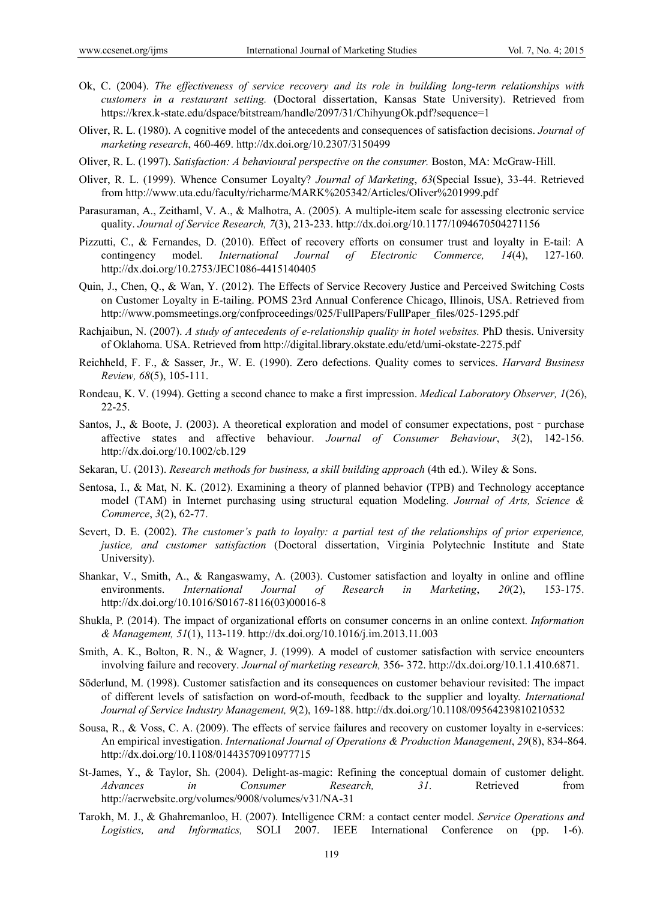Ok, C. (2004). *The effectiveness of service recovery and its role in building long-term relationships with customers in a restaurant setting.* (Doctoral dissertation, Kansas State University). Retrieved from https://krex.k-state.edu/dspace/bitstream/handle/2097/31/ChihyungOk.pdf?sequence=1

Oliver, R. L. (1980). A cognitive model of the antecedents and consequences of satisfaction decisions. *Journal of marketing research*, 460-469. http://dx.doi.org/10.2307/3150499

Oliver, R. L. (1997). *Satisfaction: A behavioural perspective on the consumer.* Boston, MA: McGraw-Hill.

Oliver, R. L. (1999). Whence Consumer Loyalty? *Journal of Marketing*, *63*(Special Issue), 33-44. Retrieved from http://www.uta.edu/faculty/richarme/MARK%205342/Articles/Oliver%201999.pdf

Parasuraman, A., Zeithaml, V. A., & Malhotra, A. (2005). A multiple-item scale for assessing electronic service quality. *Journal of Service Research, 7*(3), 213-233. http://dx.doi.org/10.1177/1094670504271156

Pizzutti, C., & Fernandes, D. (2010). Effect of recovery efforts on consumer trust and loyalty in E-tail: A contingency model. *International Journal of Electronic Commerce, 14*(4), 127-160. http://dx.doi.org/10.2753/JEC1086-4415140405

Quin, J., Chen, Q., & Wan, Y. (2012). The Effects of Service Recovery Justice and Perceived Switching Costs on Customer Loyalty in E-tailing. POMS 23rd Annual Conference Chicago, Illinois, USA. Retrieved from http://www.pomsmeetings.org/confproceedings/025/FullPapers/FullPaper_files/025-1295.pdf

Rachjaibun, N. (2007). *A study of antecedents of e-relationship quality in hotel websites.* PhD thesis. University of Oklahoma. USA. Retrieved from http://digital.library.okstate.edu/etd/umi-okstate-2275.pdf

Reichheld, F. F., & Sasser, Jr., W. E. (1990). Zero defections. Quality comes to services. *Harvard Business Review, 68*(5), 105-111.

Rondeau, K. V. (1994). Getting a second chance to make a first impression. *Medical Laboratory Observer, 1*(26), 22-25.

Santos, J., & Boote, J. (2003). A theoretical exploration and model of consumer expectations, post‐purchase affective states and affective behaviour. *Journal of Consumer Behaviour*, *3*(2), 142-156. http://dx.doi.org/10.1002/cb.129

Sekaran, U. (2013). *Research methods for business, a skill building approach* (4th ed.). Wiley & Sons.

Sentosa, I., & Mat, N. K. (2012). Examining a theory of planned behavior (TPB) and Technology acceptance model (TAM) in Internet purchasing using structural equation Modeling. *Journal of Arts, Science & Commerce*, *3*(2), 62-77.

Severt, D. E. (2002). *The customer's path to loyalty: a partial test of the relationships of prior experience, justice, and customer satisfaction* (Doctoral dissertation, Virginia Polytechnic Institute and State University).

Shankar, V., Smith, A., & Rangaswamy, A. (2003). Customer satisfaction and loyalty in online and offline environments. *International Journal of Research in Marketing*, *20*(2), 153-175. http://dx.doi.org/10.1016/S0167-8116(03)00016-8

Shukla, P. (2014). The impact of organizational efforts on consumer concerns in an online context. *Information & Management, 51*(1), 113-119. http://dx.doi.org/10.1016/j.im.2013.11.003

Smith, A. K., Bolton, R. N., & Wagner, J. (1999). A model of customer satisfaction with service encounters involving failure and recovery. *Journal of marketing research,* 356- 372. http://dx.doi.org/10.1.1.410.6871.

Söderlund, M. (1998). Customer satisfaction and its consequences on customer behaviour revisited: The impact of different levels of satisfaction on word-of-mouth, feedback to the supplier and loyalty. *International Journal of Service Industry Management, 9*(2), 169-188. http://dx.doi.org/10.1108/09564239810210532

Sousa, R., & Voss, C. A. (2009). The effects of service failures and recovery on customer loyalty in e-services: An empirical investigation. *International Journal of Operations & Production Management*, *29*(8), 834-864. http://dx.doi.org/10.1108/01443570910977715

St-James, Y., & Taylor, Sh. (2004). Delight-as-magic: Refining the conceptual domain of customer delight. *Advances in Consumer Research, 31*. Retrieved from http://acrwebsite.org/volumes/9008/volumes/v31/NA-31

Tarokh, M. J., & Ghahremanloo, H. (2007). Intelligence CRM: a contact center model. *Service Operations and Logistics, and Informatics,* SOLI 2007. IEEE International Conference on (pp. 1-6).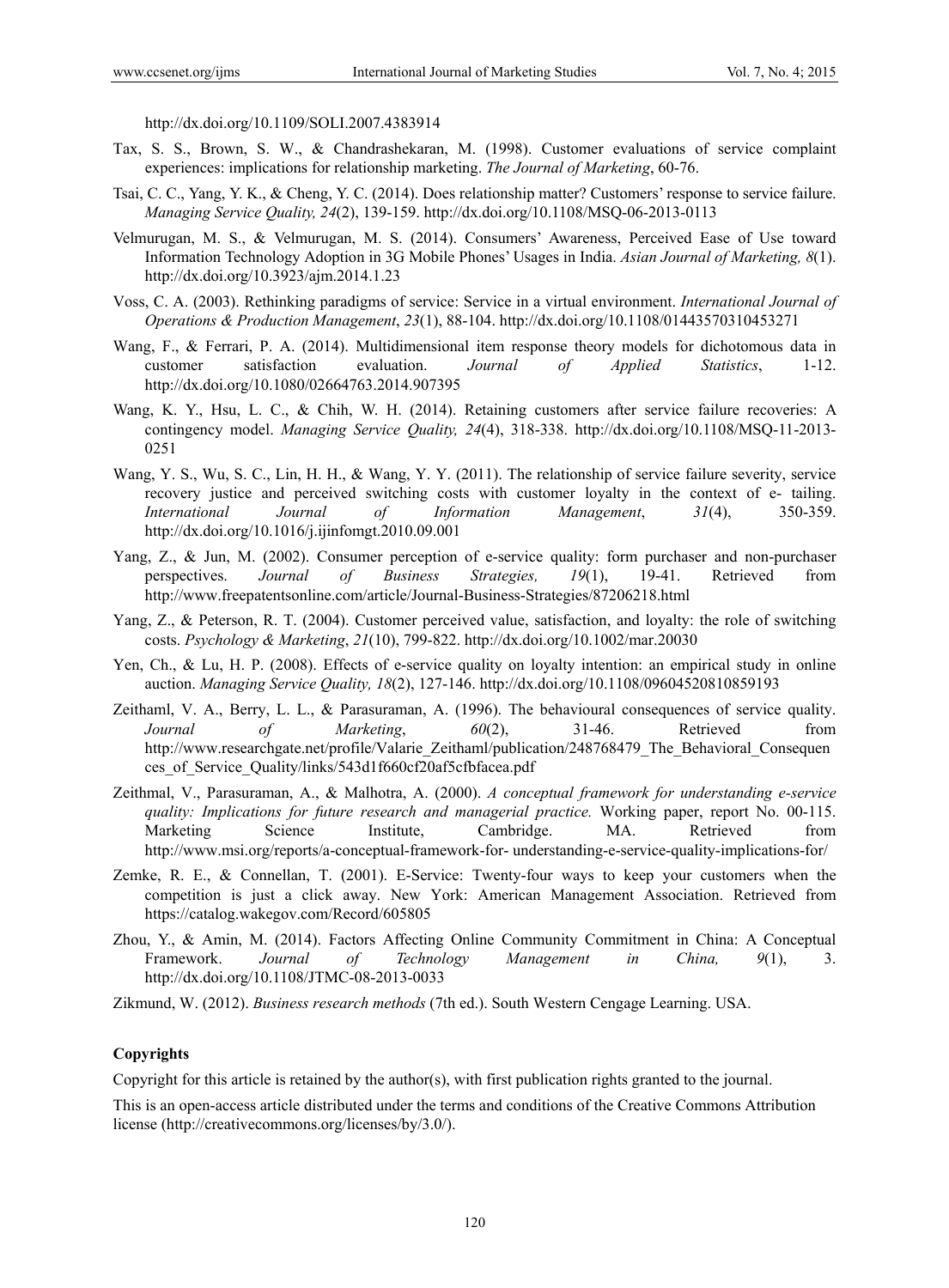http://dx.doi.org/10.1109/SOLI.2007.4383914

Tax, S. S., Brown, S. W., & Chandrashekaran, M. (1998). Customer evaluations of service complaint experiences: implications for relationship marketing. *The Journal of Marketing*, 60-76.

Tsai, C. C., Yang, Y. K., & Cheng, Y. C. (2014). Does relationship matter? Customers' response to service failure. *Managing Service Quality, 24*(2), 139-159. http://dx.doi.org/10.1108/MSQ-06-2013-0113

Velmurugan, M. S., & Velmurugan, M. S. (2014). Consumers' Awareness, Perceived Ease of Use toward Information Technology Adoption in 3G Mobile Phones' Usages in India. *Asian Journal of Marketing, 8*(1). http://dx.doi.org/10.3923/ajm.2014.1.23

Voss, C. A. (2003). Rethinking paradigms of service: Service in a virtual environment. *International Journal of Operations & Production Management*, *23*(1), 88-104. http://dx.doi.org/10.1108/01443570310453271

Wang, F., & Ferrari, P. A. (2014). Multidimensional item response theory models for dichotomous data in customer satisfaction evaluation. *Journal of Applied Statistics*, 1-12. http://dx.doi.org/10.1080/02664763.2014.907395

Wang, K. Y., Hsu, L. C., & Chih, W. H. (2014). Retaining customers after service failure recoveries: A contingency model. *Managing Service Quality, 24*(4), 318-338. http://dx.doi.org/10.1108/MSQ-11-2013-0251

Wang, Y. S., Wu, S. C., Lin, H. H., & Wang, Y. Y. (2011). The relationship of service failure severity, service recovery justice and perceived switching costs with customer loyalty in the context of e- tailing. *International Journal of Information Management*, *31*(4), 350-359. http://dx.doi.org/10.1016/j.ijinfomgt.2010.09.001

Yang, Z., & Jun, M. (2002). Consumer perception of e-service quality: form purchaser and non-purchaser perspectives. *Journal of Business Strategies, 19*(1), 19-41. Retrieved from http://www.freepatentsonline.com/article/Journal-Business-Strategies/87206218.html

Yang, Z., & Peterson, R. T. (2004). Customer perceived value, satisfaction, and loyalty: the role of switching costs. *Psychology & Marketing*, *21*(10), 799-822. http://dx.doi.org/10.1002/mar.20030

Yen, Ch., & Lu, H. P. (2008). Effects of e-service quality on loyalty intention: an empirical study in online auction. *Managing Service Quality, 18*(2), 127-146. http://dx.doi.org/10.1108/09604520810859193

Zeithaml, V. A., Berry, L. L., & Parasuraman, A. (1996). The behavioural consequences of service quality. *Journal of Marketing*, *60*(2), 31-46. Retrieved from http://www.researchgate.net/profile/Valarie_Zeithaml/publication/248768479_The_Behavioral_Consequences_of_Service_Quality/links/543d1f660cf20af5cfbfacea.pdf

Zeithmal, V., Parasuraman, A., & Malhotra, A. (2000). *A conceptual framework for understanding e-service quality: Implications for future research and managerial practice.* Working paper, report No. 00-115. Marketing Science Institute, Cambridge. MA. Retrieved from http://www.msi.org/reports/a-conceptual-framework-for- understanding-e-service-quality-implications-for/

Zemke, R. E., & Connellan, T. (2001). E-Service: Twenty-four ways to keep your customers when the competition is just a click away. New York: American Management Association. Retrieved from https://catalog.wakegov.com/Record/605805

Zhou, Y., & Amin, M. (2014). Factors Affecting Online Community Commitment in China: A Conceptual Framework. *Journal of Technology Management in China, 9*(1), 3. http://dx.doi.org/10.1108/JTMC-08-2013-0033

Zikmund, W. (2012). *Business research methods* (7th ed.). South Western Cengage Learning. USA.

**Copyrights**

Copyright for this article is retained by the author(s), with first publication rights granted to the journal.

This is an open-access article distributed under the terms and conditions of the Creative Commons Attribution license (http://creativecommons.org/licenses/by/3.0/).